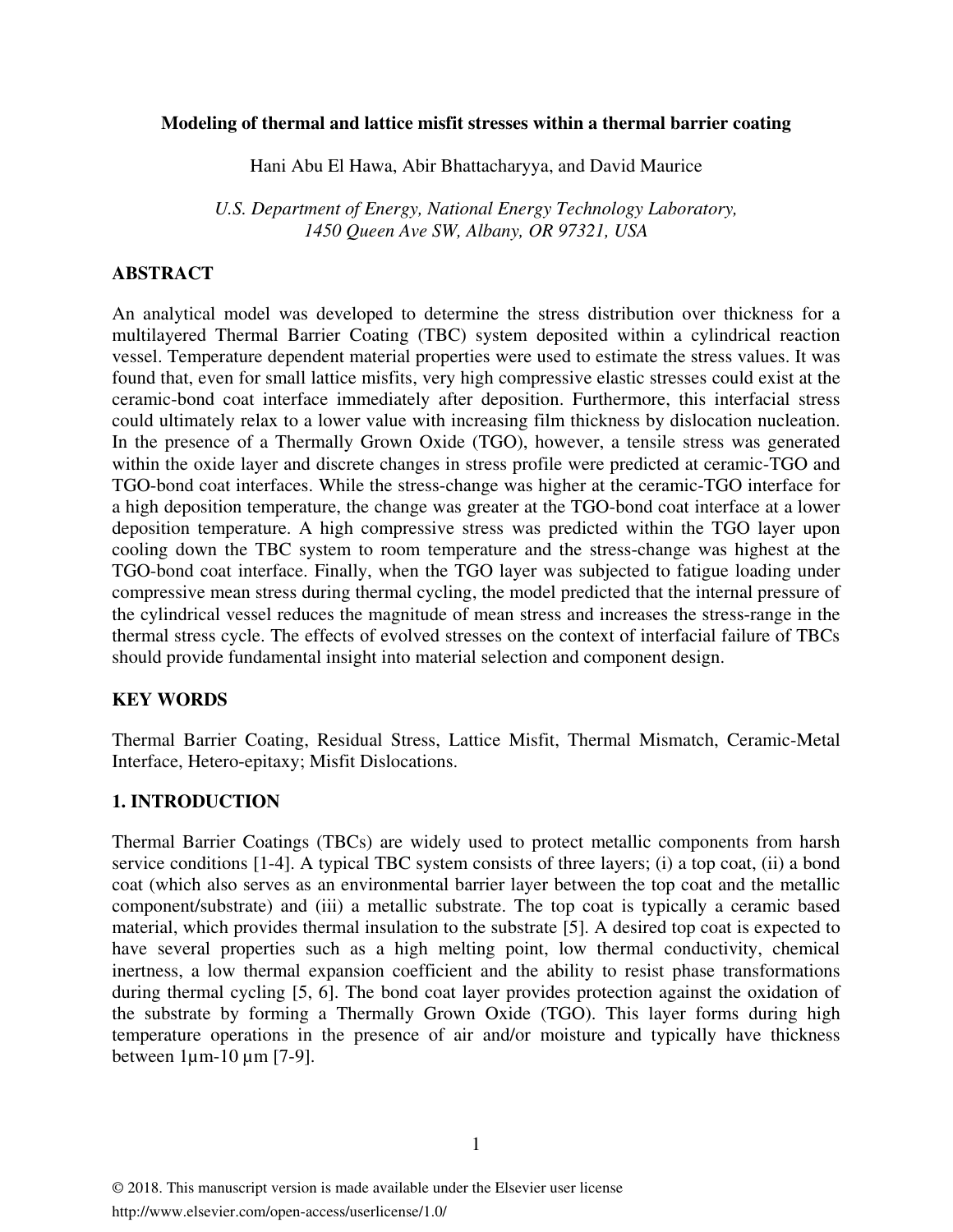# Modeling of thermal and lattice misfit stresses within a thermal barrier coating

Hani Abu El Hawa, Abir Bhattacharyya, and David Maurice

*U.S. Department of Energy, National Energy Technology Laboratory,*
*1450 Queen Ave SW, Albany, OR 97321, USA*

## ABSTRACT

An analytical model was developed to determine the stress distribution over thickness for a multilayered Thermal Barrier Coating (TBC) system deposited within a cylindrical reaction vessel. Temperature dependent material properties were used to estimate the stress values. It was found that, even for small lattice misfits, very high compressive elastic stresses could exist at the ceramic-bond coat interface immediately after deposition. Furthermore, this interfacial stress could ultimately relax to a lower value with increasing film thickness by dislocation nucleation. In the presence of a Thermally Grown Oxide (TGO), however, a tensile stress was generated within the oxide layer and discrete changes in stress profile were predicted at ceramic-TGO and TGO-bond coat interfaces. While the stress-change was higher at the ceramic-TGO interface for a high deposition temperature, the change was greater at the TGO-bond coat interface at a lower deposition temperature. A high compressive stress was predicted within the TGO layer upon cooling down the TBC system to room temperature and the stress-change was highest at the TGO-bond coat interface. Finally, when the TGO layer was subjected to fatigue loading under compressive mean stress during thermal cycling, the model predicted that the internal pressure of the cylindrical vessel reduces the magnitude of mean stress and increases the stress-range in the thermal stress cycle. The effects of evolved stresses on the context of interfacial failure of TBCs should provide fundamental insight into material selection and component design.

## KEY WORDS

Thermal Barrier Coating, Residual Stress, Lattice Misfit, Thermal Mismatch, Ceramic-Metal Interface, Hetero-epitaxy; Misfit Dislocations.

## 1. INTRODUCTION

Thermal Barrier Coatings (TBCs) are widely used to protect metallic components from harsh service conditions [1-4]. A typical TBC system consists of three layers; (i) a top coat, (ii) a bond coat (which also serves as an environmental barrier layer between the top coat and the metallic component/substrate) and (iii) a metallic substrate. The top coat is typically a ceramic based material, which provides thermal insulation to the substrate [5]. A desired top coat is expected to have several properties such as a high melting point, low thermal conductivity, chemical inertness, a low thermal expansion coefficient and the ability to resist phase transformations during thermal cycling [5, 6]. The bond coat layer provides protection against the oxidation of the substrate by forming a Thermally Grown Oxide (TGO). This layer forms during high temperature operations in the presence of air and/or moisture and typically have thickness between 1μm-10 μm [7-9].

© 2018. This manuscript version is made available under the Elsevier user license
http://www.elsevier.com/open-access/userlicense/1.0/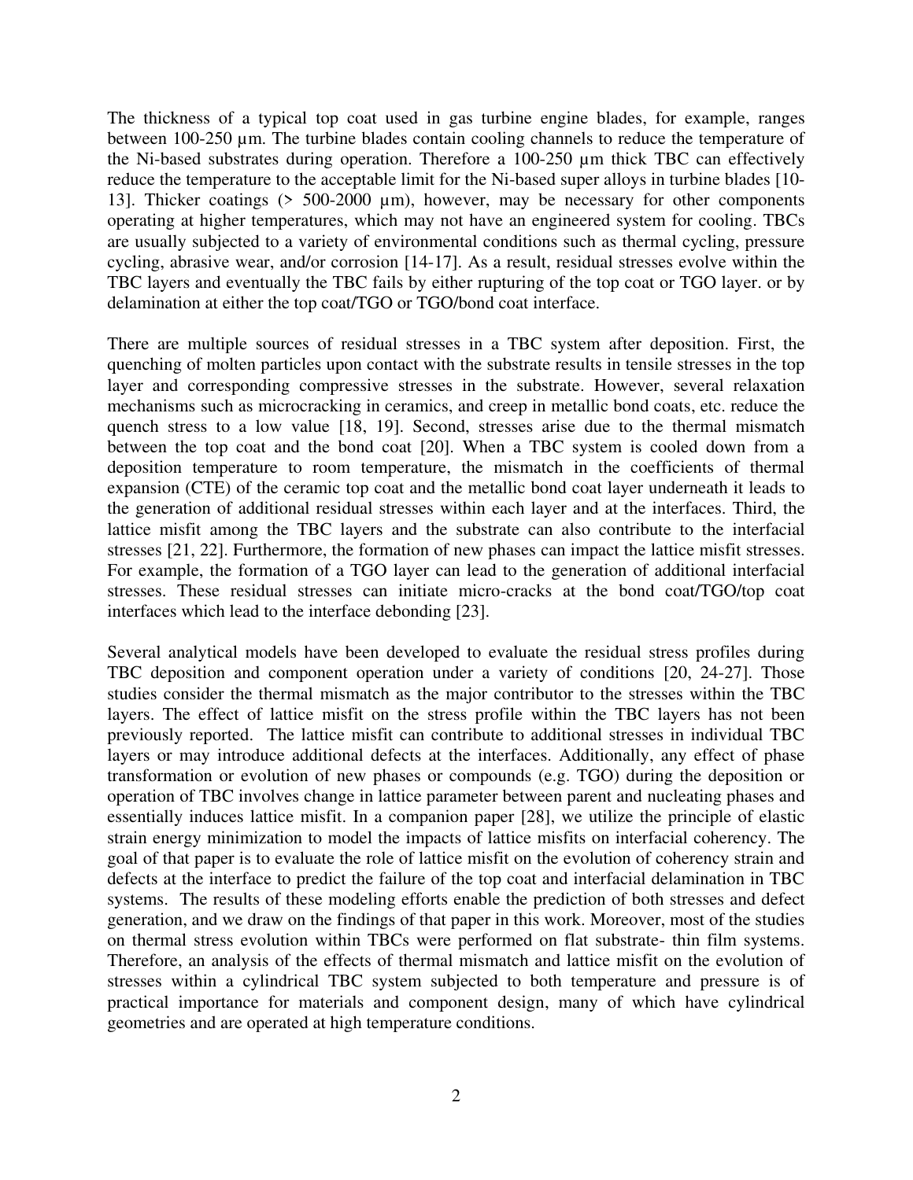The thickness of a typical top coat used in gas turbine engine blades, for example, ranges between 100-250 µm. The turbine blades contain cooling channels to reduce the temperature of the Ni-based substrates during operation. Therefore a 100-250 µm thick TBC can effectively reduce the temperature to the acceptable limit for the Ni-based super alloys in turbine blades [10-13]. Thicker coatings (> 500-2000 µm), however, may be necessary for other components operating at higher temperatures, which may not have an engineered system for cooling. TBCs are usually subjected to a variety of environmental conditions such as thermal cycling, pressure cycling, abrasive wear, and/or corrosion [14-17]. As a result, residual stresses evolve within the TBC layers and eventually the TBC fails by either rupturing of the top coat or TGO layer. or by delamination at either the top coat/TGO or TGO/bond coat interface.

There are multiple sources of residual stresses in a TBC system after deposition. First, the quenching of molten particles upon contact with the substrate results in tensile stresses in the top layer and corresponding compressive stresses in the substrate. However, several relaxation mechanisms such as microcracking in ceramics, and creep in metallic bond coats, etc. reduce the quench stress to a low value [18, 19]. Second, stresses arise due to the thermal mismatch between the top coat and the bond coat [20]. When a TBC system is cooled down from a deposition temperature to room temperature, the mismatch in the coefficients of thermal expansion (CTE) of the ceramic top coat and the metallic bond coat layer underneath it leads to the generation of additional residual stresses within each layer and at the interfaces. Third, the lattice misfit among the TBC layers and the substrate can also contribute to the interfacial stresses [21, 22]. Furthermore, the formation of new phases can impact the lattice misfit stresses. For example, the formation of a TGO layer can lead to the generation of additional interfacial stresses. These residual stresses can initiate micro-cracks at the bond coat/TGO/top coat interfaces which lead to the interface debonding [23].

Several analytical models have been developed to evaluate the residual stress profiles during TBC deposition and component operation under a variety of conditions [20, 24-27]. Those studies consider the thermal mismatch as the major contributor to the stresses within the TBC layers. The effect of lattice misfit on the stress profile within the TBC layers has not been previously reported. The lattice misfit can contribute to additional stresses in individual TBC layers or may introduce additional defects at the interfaces. Additionally, any effect of phase transformation or evolution of new phases or compounds (e.g. TGO) during the deposition or operation of TBC involves change in lattice parameter between parent and nucleating phases and essentially induces lattice misfit. In a companion paper [28], we utilize the principle of elastic strain energy minimization to model the impacts of lattice misfits on interfacial coherency. The goal of that paper is to evaluate the role of lattice misfit on the evolution of coherency strain and defects at the interface to predict the failure of the top coat and interfacial delamination in TBC systems. The results of these modeling efforts enable the prediction of both stresses and defect generation, and we draw on the findings of that paper in this work. Moreover, most of the studies on thermal stress evolution within TBCs were performed on flat substrate- thin film systems. Therefore, an analysis of the effects of thermal mismatch and lattice misfit on the evolution of stresses within a cylindrical TBC system subjected to both temperature and pressure is of practical importance for materials and component design, many of which have cylindrical geometries and are operated at high temperature conditions.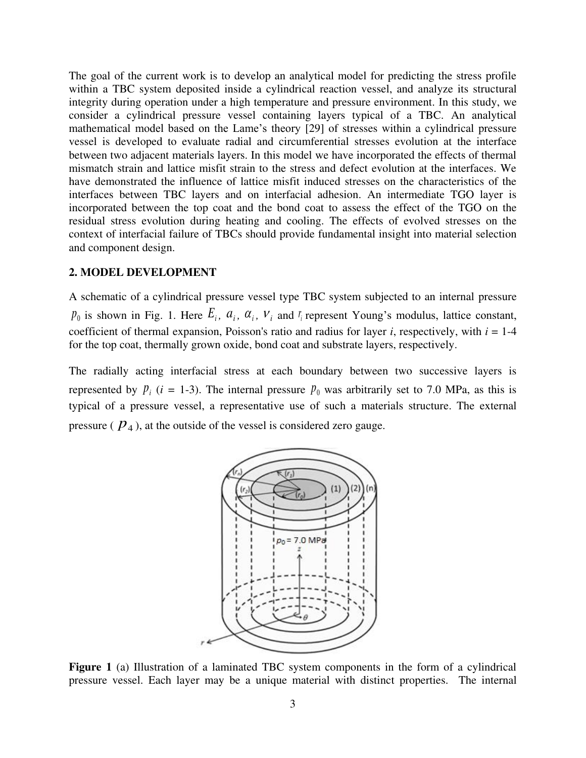The goal of the current work is to develop an analytical model for predicting the stress profile within a TBC system deposited inside a cylindrical reaction vessel, and analyze its structural integrity during operation under a high temperature and pressure environment. In this study, we consider a cylindrical pressure vessel containing layers typical of a TBC. An analytical mathematical model based on the Lame's theory [29] of stresses within a cylindrical pressure vessel is developed to evaluate radial and circumferential stresses evolution at the interface between two adjacent materials layers. In this model we have incorporated the effects of thermal mismatch strain and lattice misfit strain to the stress and defect evolution at the interfaces. We have demonstrated the influence of lattice misfit induced stresses on the characteristics of the interfaces between TBC layers and on interfacial adhesion. An intermediate TGO layer is incorporated between the top coat and the bond coat to assess the effect of the TGO on the residual stress evolution during heating and cooling. The effects of evolved stresses on the context of interfacial failure of TBCs should provide fundamental insight into material selection and component design.

## 2. MODEL DEVELOPMENT

A schematic of a cylindrical pressure vessel type TBC system subjected to an internal pressure $p_0$ is shown in Fig. 1. Here $E_i$, $a_i$, $\alpha_i$, $\nu_i$ and $r_i$ represent Young's modulus, lattice constant, coefficient of thermal expansion, Poisson's ratio and radius for layer *i*, respectively, with *i* = 1-4 for the top coat, thermally grown oxide, bond coat and substrate layers, respectively.

The radially acting interfacial stress at each boundary between two successive layers is represented by $p_i$ ($i$ = 1-3). The internal pressure $p_0$ was arbitrarily set to 7.0 MPa, as this is typical of a pressure vessel, a representative use of such a materials structure. The external pressure ( $p_4$ ), at the outside of the vessel is considered zero gauge.

**Figure 1** (a) Illustration of a laminated TBC system components in the form of a cylindrical pressure vessel. Each layer may be a unique material with distinct properties. The internal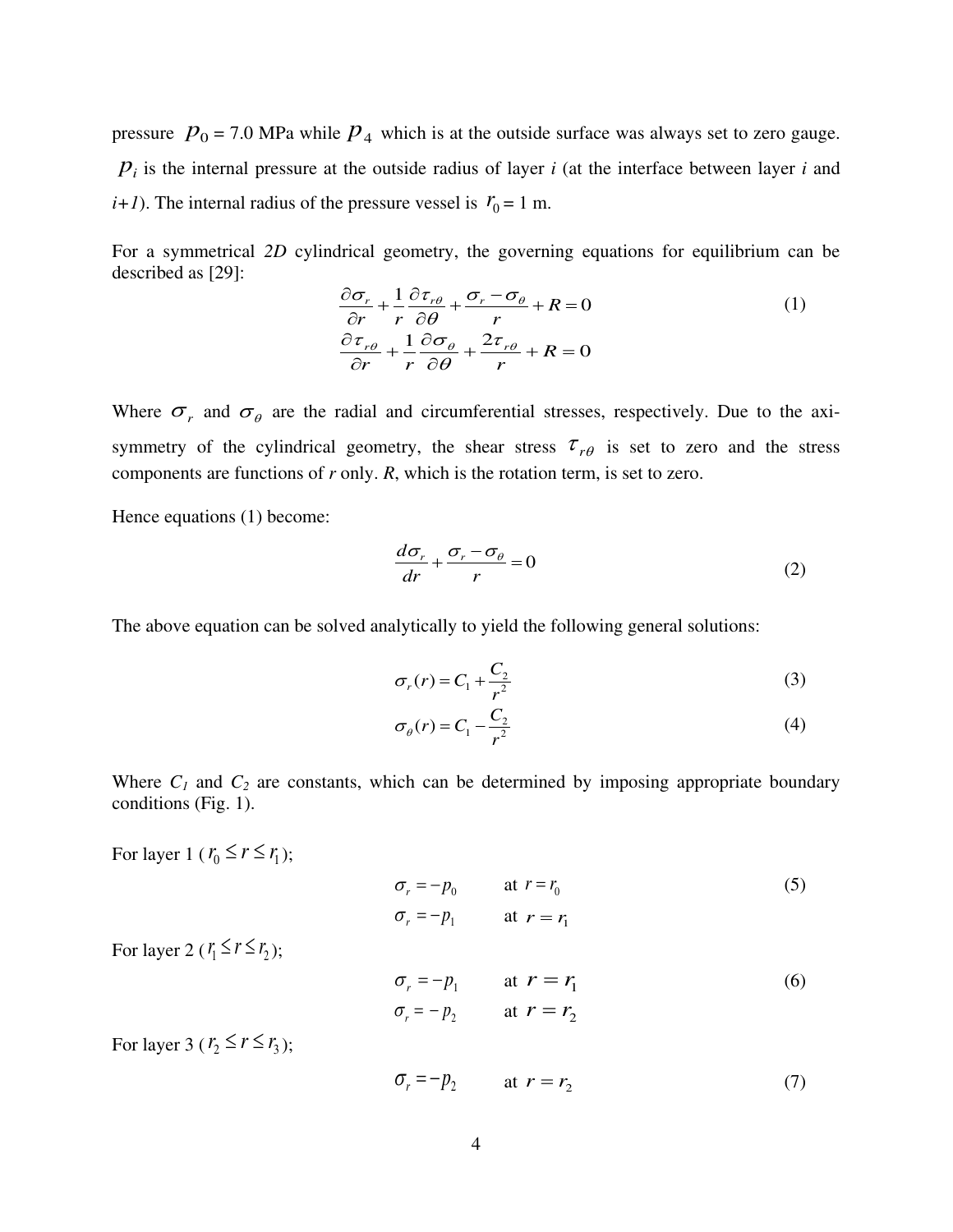pressure $p_0$ = 7.0 MPa while $p_4$ which is at the outside surface was always set to zero gauge. $p_i$ is the internal pressure at the outside radius of layer *i* (at the interface between layer *i* and *i+1*). The internal radius of the pressure vessel is $r_0$ = 1 m.

For a symmetrical *2D* cylindrical geometry, the governing equations for equilibrium can be described as [29]:

$$\frac{\partial \sigma_r}{\partial r} + \frac{1}{r}\frac{\partial \tau_{r\theta}}{\partial \theta} + \frac{\sigma_r - \sigma_\theta}{r} + R = 0$$
$$\frac{\partial \tau_{r\theta}}{\partial r} + \frac{1}{r}\frac{\partial \sigma_\theta}{\partial \theta} + \frac{2\tau_{r\theta}}{r} + R = 0 \tag{1}$$

Where $\sigma_r$ and $\sigma_\theta$ are the radial and circumferential stresses, respectively. Due to the axi-symmetry of the cylindrical geometry, the shear stress $\tau_{r\theta}$ is set to zero and the stress components are functions of *r* only. *R*, which is the rotation term, is set to zero.

Hence equations (1) become:

$$\frac{d\sigma_r}{dr} + \frac{\sigma_r - \sigma_\theta}{r} = 0 \tag{2}$$

The above equation can be solved analytically to yield the following general solutions:

$$\sigma_r(r) = C_1 + \frac{C_2}{r^2} \tag{3}$$

$$\sigma_\theta(r) = C_1 - \frac{C_2}{r^2} \tag{4}$$

Where $C_1$ and $C_2$ are constants, which can be determined by imposing appropriate boundary conditions (Fig. 1).

For layer 1 ($r_0 \le r \le r_1$);

$$\sigma_r = -p_0 \quad \text{at } r = r_0 \tag{5}$$
$$\sigma_r = -p_1 \quad \text{at } r = r_1$$

For layer 2 ($r_1 \le r \le r_2$);

$$\sigma_r = -p_1 \quad \text{at } r = r_1 \tag{6}$$
$$\sigma_r = -p_2 \quad \text{at } r = r_2$$

For layer 3 ($r_2 \le r \le r_3$);

$$\sigma_r = -p_2 \quad \text{at } r = r_2 \tag{7}$$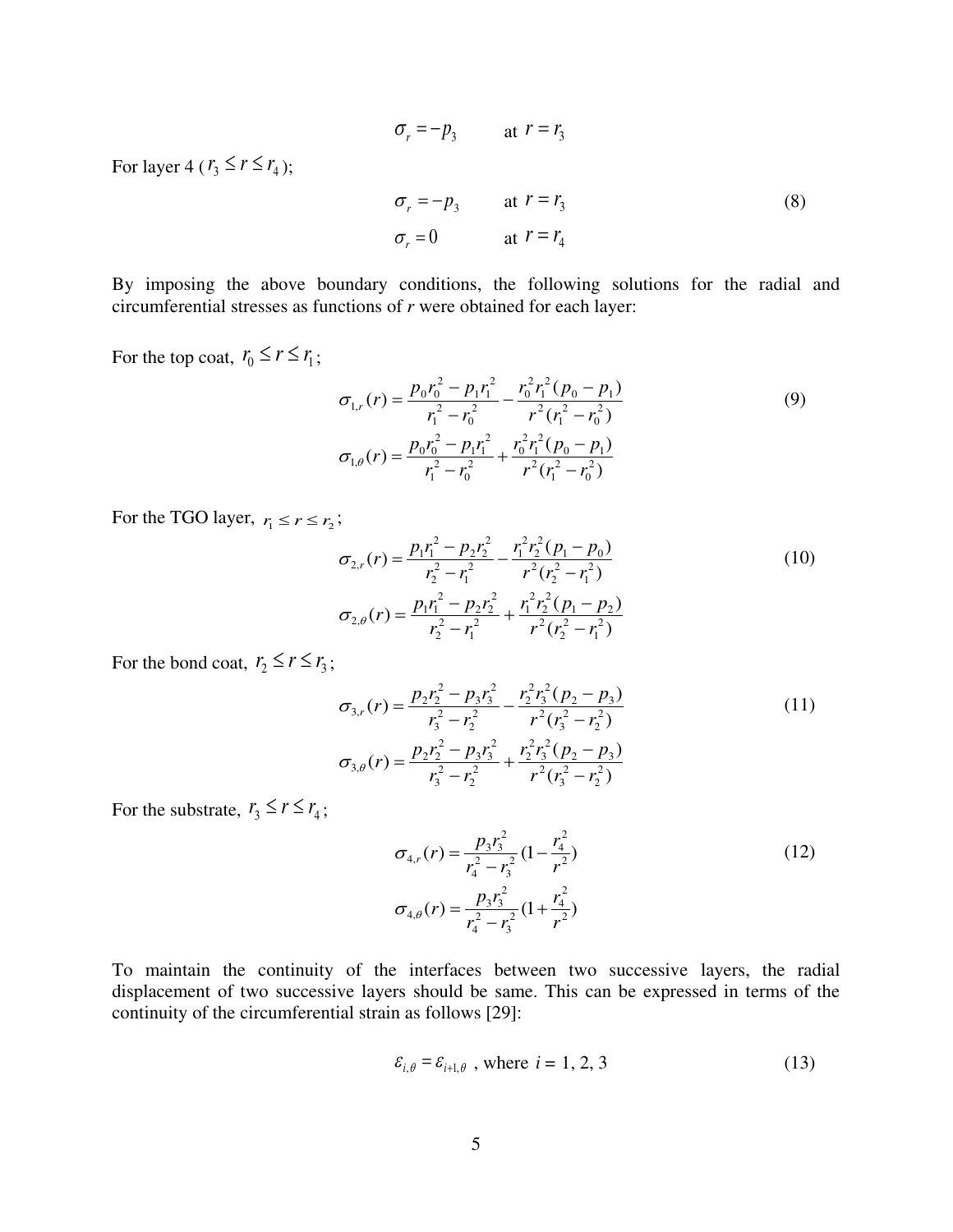$$\sigma_r = -p_3 \qquad \text{at } r = r_3$$

For layer 4 ($r_3 \leq r \leq r_4$);

$$\sigma_r = -p_3 \qquad \text{at } r = r_3 \tag{8}$$

$$\sigma_r = 0 \qquad \text{at } r = r_4$$

By imposing the above boundary conditions, the following solutions for the radial and circumferential stresses as functions of *r* were obtained for each layer:

For the top coat, $r_0 \leq r \leq r_1$;

$$\sigma_{1,r}(r) = \frac{p_0 r_0^2 - p_1 r_1^2}{r_1^2 - r_0^2} - \frac{r_0^2 r_1^2 (p_0 - p_1)}{r^2 (r_1^2 - r_0^2)} \tag{9}$$

$$\sigma_{1,\theta}(r) = \frac{p_0 r_0^2 - p_1 r_1^2}{r_1^2 - r_0^2} + \frac{r_0^2 r_1^2 (p_0 - p_1)}{r^2 (r_1^2 - r_0^2)}$$

For the TGO layer, $r_1 \leq r \leq r_2$;

$$\sigma_{2,r}(r) = \frac{p_1 r_1^2 - p_2 r_2^2}{r_2^2 - r_1^2} - \frac{r_1^2 r_2^2 (p_1 - p_0)}{r^2 (r_2^2 - r_1^2)} \tag{10}$$

$$\sigma_{2,\theta}(r) = \frac{p_1 r_1^2 - p_2 r_2^2}{r_2^2 - r_1^2} + \frac{r_1^2 r_2^2 (p_1 - p_2)}{r^2 (r_2^2 - r_1^2)}$$

For the bond coat, $r_2 \leq r \leq r_3$;

$$\sigma_{3,r}(r) = \frac{p_2 r_2^2 - p_3 r_3^2}{r_3^2 - r_2^2} - \frac{r_2^2 r_3^2 (p_2 - p_3)}{r^2 (r_3^2 - r_2^2)} \tag{11}$$

$$\sigma_{3,\theta}(r) = \frac{p_2 r_2^2 - p_3 r_3^2}{r_3^2 - r_2^2} + \frac{r_2^2 r_3^2 (p_2 - p_3)}{r^2 (r_3^2 - r_2^2)}$$

For the substrate, $r_3 \leq r \leq r_4$;

$$\sigma_{4,r}(r) = \frac{p_3 r_3^2}{r_4^2 - r_3^2} (1 - \frac{r_4^2}{r^2}) \tag{12}$$

$$\sigma_{4,\theta}(r) = \frac{p_3 r_3^2}{r_4^2 - r_3^2} (1 + \frac{r_4^2}{r^2})$$

To maintain the continuity of the interfaces between two successive layers, the radial displacement of two successive layers should be same. This can be expressed in terms of the continuity of the circumferential strain as follows [29]:

$$\varepsilon_{i,\theta} = \varepsilon_{i+1,\theta} \text{ , where } i = 1, 2, 3 \tag{13}$$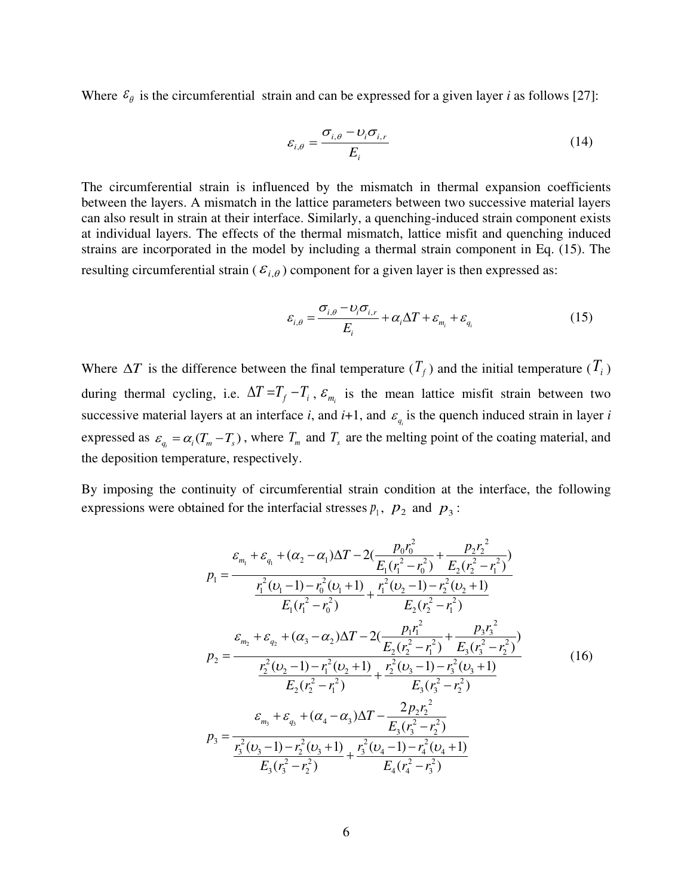Where $\varepsilon_\theta$ is the circumferential strain and can be expressed for a given layer *i* as follows [27]:

$$\varepsilon_{i,\theta} = \frac{\sigma_{i,\theta} - \upsilon_i \sigma_{i,r}}{E_i} \tag{14}$$

The circumferential strain is influenced by the mismatch in thermal expansion coefficients between the layers. A mismatch in the lattice parameters between two successive material layers can also result in strain at their interface. Similarly, a quenching-induced strain component exists at individual layers. The effects of the thermal mismatch, lattice misfit and quenching induced strains are incorporated in the model by including a thermal strain component in Eq. (15). The resulting circumferential strain ($\varepsilon_{i,\theta}$) component for a given layer is then expressed as:

$$\varepsilon_{i,\theta} = \frac{\sigma_{i,\theta} - \upsilon_i \sigma_{i,r}}{E_i} + \alpha_i \Delta T + \varepsilon_{m_i} + \varepsilon_{q_i} \tag{15}$$

Where $\Delta T$ is the difference between the final temperature ($T_f$) and the initial temperature ($T_i$) during thermal cycling, i.e. $\Delta T = T_f - T_i$, $\varepsilon_{m_i}$ is the mean lattice misfit strain between two successive material layers at an interface *i*, and *i*+1, and $\varepsilon_{q_i}$ is the quench induced strain in layer *i* expressed as $\varepsilon_{q_i} = \alpha_i (T_m - T_s)$, where $T_m$ and $T_s$ are the melting point of the coating material, and the deposition temperature, respectively.

By imposing the continuity of circumferential strain condition at the interface, the following expressions were obtained for the interfacial stresses $p_1$, $p_2$ and $p_3$:

$$
\begin{aligned}
p_1 &= \frac{\varepsilon_{m_1} + \varepsilon_{q_1} + (\alpha_2 - \alpha_1)\Delta T - 2\left(\dfrac{p_0 r_0^2}{E_1(r_1^2 - r_0^2)} + \dfrac{p_2 r_2^2}{E_2(r_2^2 - r_1^2)}\right)}{\dfrac{r_1^2(\upsilon_1 - 1) - r_0^2(\upsilon_1 + 1)}{E_1(r_1^2 - r_0^2)} + \dfrac{r_1^2(\upsilon_2 - 1) - r_2^2(\upsilon_2 + 1)}{E_2(r_2^2 - r_1^2)}} \\
p_2 &= \frac{\varepsilon_{m_2} + \varepsilon_{q_2} + (\alpha_3 - \alpha_2)\Delta T - 2\left(\dfrac{p_1 r_1^2}{E_2(r_2^2 - r_1^2)} + \dfrac{p_3 r_3^2}{E_3(r_3^2 - r_2^2)}\right)}{\dfrac{r_2^2(\upsilon_2 - 1) - r_1^2(\upsilon_2 + 1)}{E_2(r_2^2 - r_1^2)} + \dfrac{r_2^2(\upsilon_3 - 1) - r_3^2(\upsilon_3 + 1)}{E_3(r_3^2 - r_2^2)}} \\
p_3 &= \frac{\varepsilon_{m_3} + \varepsilon_{q_3} + (\alpha_4 - \alpha_3)\Delta T - \dfrac{2 p_2 r_2^2}{E_3(r_3^2 - r_2^2)}}{\dfrac{r_3^2(\upsilon_3 - 1) - r_2^2(\upsilon_3 + 1)}{E_3(r_3^2 - r_2^2)} + \dfrac{r_3^2(\upsilon_4 - 1) - r_4^2(\upsilon_4 + 1)}{E_4(r_4^2 - r_3^2)}}
\end{aligned}
\tag{16}
$$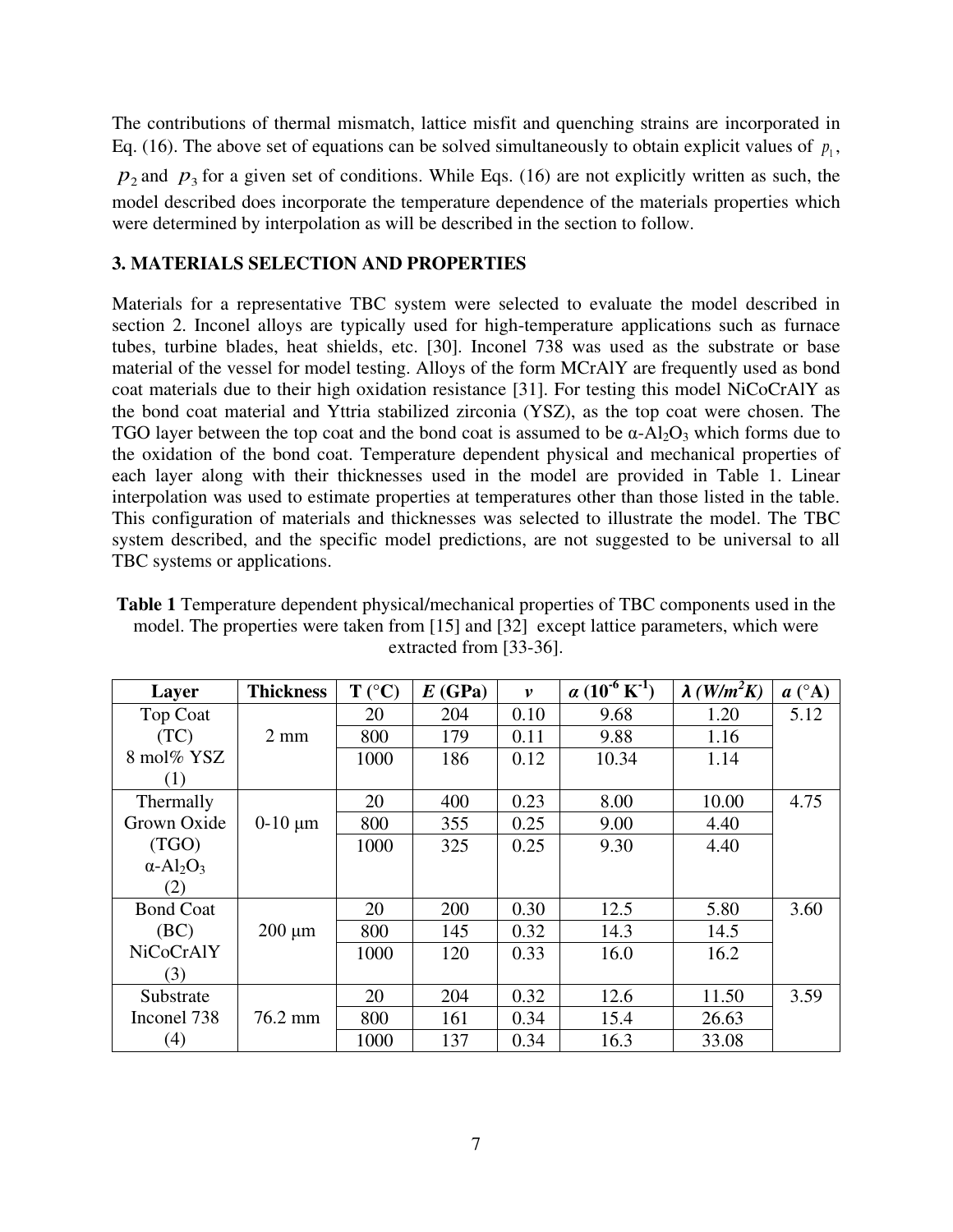The contributions of thermal mismatch, lattice misfit and quenching strains are incorporated in Eq. (16). The above set of equations can be solved simultaneously to obtain explicit values of $p_1$, $p_2$ and $p_3$ for a given set of conditions. While Eqs. (16) are not explicitly written as such, the model described does incorporate the temperature dependence of the materials properties which were determined by interpolation as will be described in the section to follow.

## 3. MATERIALS SELECTION AND PROPERTIES

Materials for a representative TBC system were selected to evaluate the model described in section 2. Inconel alloys are typically used for high-temperature applications such as furnace tubes, turbine blades, heat shields, etc. [30]. Inconel 738 was used as the substrate or base material of the vessel for model testing. Alloys of the form MCrAlY are frequently used as bond coat materials due to their high oxidation resistance [31]. For testing this model NiCoCrAlY as the bond coat material and Yttria stabilized zirconia (YSZ), as the top coat were chosen. The TGO layer between the top coat and the bond coat is assumed to be $\alpha$-$Al_2O_3$ which forms due to the oxidation of the bond coat. Temperature dependent physical and mechanical properties of each layer along with their thicknesses used in the model are provided in Table 1. Linear interpolation was used to estimate properties at temperatures other than those listed in the table. This configuration of materials and thicknesses was selected to illustrate the model. The TBC system described, and the specific model predictions, are not suggested to be universal to all TBC systems or applications.

**Table 1** Temperature dependent physical/mechanical properties of TBC components used in the model. The properties were taken from [15] and [32] except lattice parameters, which were extracted from [33-36].

| Layer | Thickness | T (°C) | $E$ (GPa) | $\nu$ | $\alpha$ ($10^{-6}$ $K^{-1}$) | $\lambda$ ($W/m^2K$) | $a$ (°A) |
|---|---|---|---|---|---|---|---|
| Top Coat (TC) 8 mol% YSZ (1) | 2 mm | 20 | 204 | 0.10 | 9.68 | 1.20 | 5.12 |
| | | 800 | 179 | 0.11 | 9.88 | 1.16 | |
| | | 1000 | 186 | 0.12 | 10.34 | 1.14 | |
| Thermally Grown Oxide (TGO) $\alpha$-$Al_2O_3$ (2) | 0-10 μm | 20 | 400 | 0.23 | 8.00 | 10.00 | 4.75 |
| | | 800 | 355 | 0.25 | 9.00 | 4.40 | |
| | | 1000 | 325 | 0.25 | 9.30 | 4.40 | |
| Bond Coat (BC) NiCoCrAlY (3) | 200 μm | 20 | 200 | 0.30 | 12.5 | 5.80 | 3.60 |
| | | 800 | 145 | 0.32 | 14.3 | 14.5 | |
| | | 1000 | 120 | 0.33 | 16.0 | 16.2 | |
| Substrate Inconel 738 (4) | 76.2 mm | 20 | 204 | 0.32 | 12.6 | 11.50 | 3.59 |
| | | 800 | 161 | 0.34 | 15.4 | 26.63 | |
| | | 1000 | 137 | 0.34 | 16.3 | 33.08 | |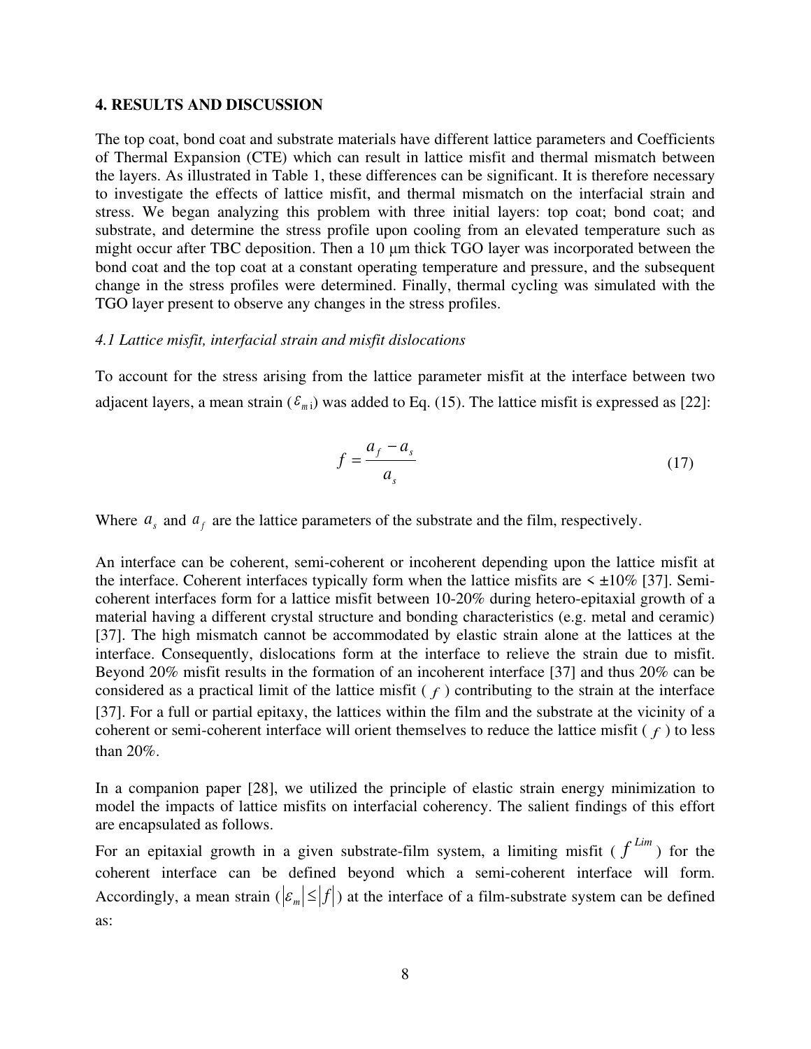## 4. RESULTS AND DISCUSSION

The top coat, bond coat and substrate materials have different lattice parameters and Coefficients of Thermal Expansion (CTE) which can result in lattice misfit and thermal mismatch between the layers. As illustrated in Table 1, these differences can be significant. It is therefore necessary to investigate the effects of lattice misfit, and thermal mismatch on the interfacial strain and stress. We began analyzing this problem with three initial layers: top coat; bond coat; and substrate, and determine the stress profile upon cooling from an elevated temperature such as might occur after TBC deposition. Then a 10 µm thick TGO layer was incorporated between the bond coat and the top coat at a constant operating temperature and pressure, and the subsequent change in the stress profiles were determined. Finally, thermal cycling was simulated with the TGO layer present to observe any changes in the stress profiles.

### *4.1 Lattice misfit, interfacial strain and misfit dislocations*

To account for the stress arising from the lattice parameter misfit at the interface between two adjacent layers, a mean strain ($\varepsilon_{m\,\mathrm{i}}$) was added to Eq. (15). The lattice misfit is expressed as [22]:

$$f = \frac{a_f - a_s}{a_s} \tag{17}$$

Where $a_s$ and $a_f$ are the lattice parameters of the substrate and the film, respectively.

An interface can be coherent, semi-coherent or incoherent depending upon the lattice misfit at the interface. Coherent interfaces typically form when the lattice misfits are < ±10% [37]. Semi-coherent interfaces form for a lattice misfit between 10-20% during hetero-epitaxial growth of a material having a different crystal structure and bonding characteristics (e.g. metal and ceramic) [37]. The high mismatch cannot be accommodated by elastic strain alone at the lattices at the interface. Consequently, dislocations form at the interface to relieve the strain due to misfit. Beyond 20% misfit results in the formation of an incoherent interface [37] and thus 20% can be considered as a practical limit of the lattice misfit ( $f$ ) contributing to the strain at the interface [37]. For a full or partial epitaxy, the lattices within the film and the substrate at the vicinity of a coherent or semi-coherent interface will orient themselves to reduce the lattice misfit ( $f$ ) to less than 20%.

In a companion paper [28], we utilized the principle of elastic strain energy minimization to model the impacts of lattice misfits on interfacial coherency. The salient findings of this effort are encapsulated as follows.

For an epitaxial growth in a given substrate-film system, a limiting misfit ( $f^{Lim}$ ) for the coherent interface can be defined beyond which a semi-coherent interface will form. Accordingly, a mean strain ($|\varepsilon_m| \leq |f|$) at the interface of a film-substrate system can be defined as: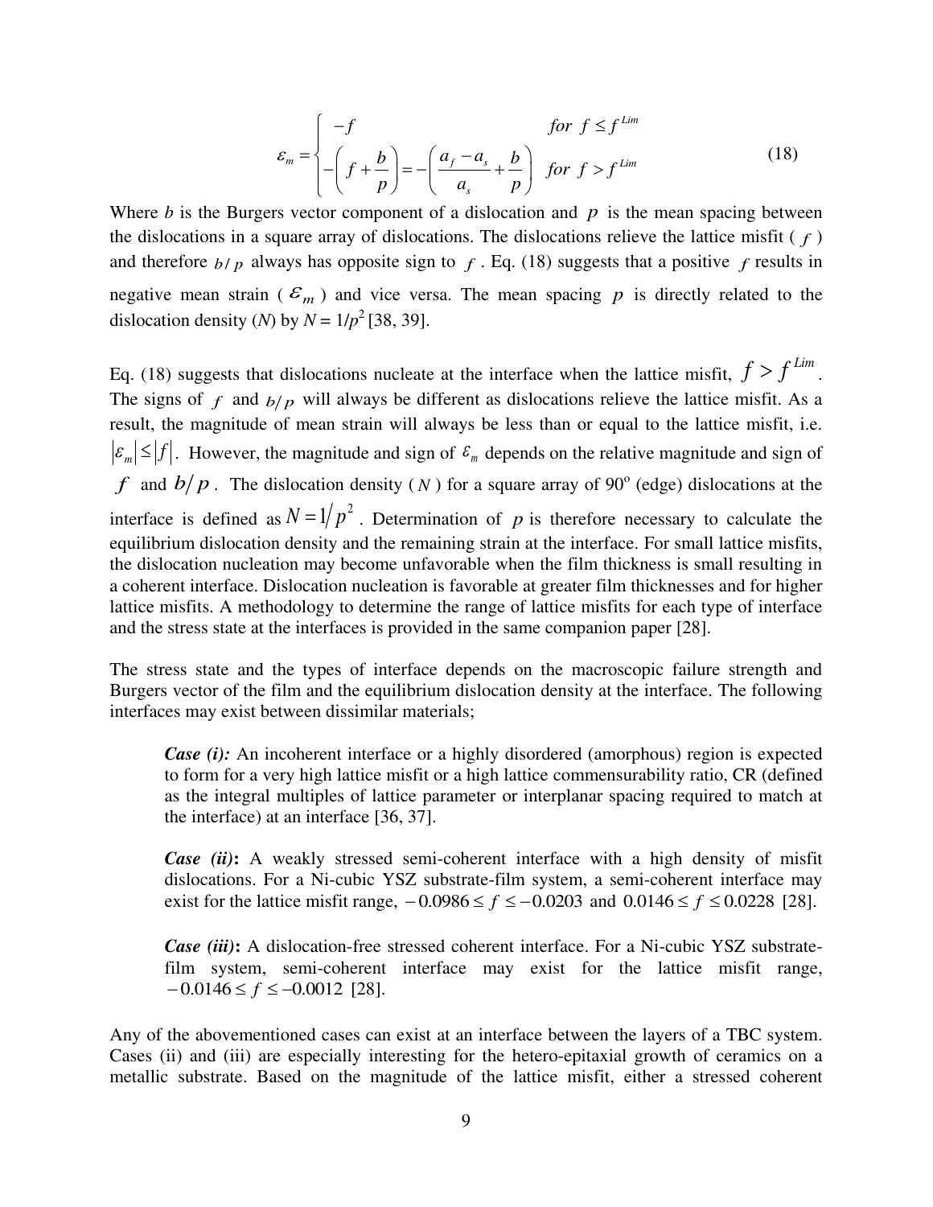$$
\varepsilon_m = \begin{cases} -f & for\ f \le f^{Lim} \\ -\left(f + \dfrac{b}{p}\right) = -\left(\dfrac{a_f - a_s}{a_s} + \dfrac{b}{p}\right) & for\ f > f^{Lim} \end{cases} \tag{18}
$$

Where $b$ is the Burgers vector component of a dislocation and $p$ is the mean spacing between the dislocations in a square array of dislocations. The dislocations relieve the lattice misfit ($f$) and therefore $b/p$ always has opposite sign to $f$. Eq. (18) suggests that a positive $f$ results in negative mean strain ($\varepsilon_m$) and vice versa. The mean spacing $p$ is directly related to the dislocation density ($N$) by $N = 1/p^2$ [38, 39].

Eq. (18) suggests that dislocations nucleate at the interface when the lattice misfit, $f > f^{Lim}$. The signs of $f$ and $b/p$ will always be different as dislocations relieve the lattice misfit. As a result, the magnitude of mean strain will always be less than or equal to the lattice misfit, i.e. $|\varepsilon_m| \le |f|$. However, the magnitude and sign of $\varepsilon_m$ depends on the relative magnitude and sign of $f$ and $b/p$. The dislocation density ($N$) for a square array of 90° (edge) dislocations at the interface is defined as $N = 1/p^2$. Determination of $p$ is therefore necessary to calculate the equilibrium dislocation density and the remaining strain at the interface. For small lattice misfits, the dislocation nucleation may become unfavorable when the film thickness is small resulting in a coherent interface. Dislocation nucleation is favorable at greater film thicknesses and for higher lattice misfits. A methodology to determine the range of lattice misfits for each type of interface and the stress state at the interfaces is provided in the same companion paper [28].

The stress state and the types of interface depends on the macroscopic failure strength and Burgers vector of the film and the equilibrium dislocation density at the interface. The following interfaces may exist between dissimilar materials;

> ***Case (i):*** An incoherent interface or a highly disordered (amorphous) region is expected to form for a very high lattice misfit or a high lattice commensurability ratio, CR (defined as the integral multiples of lattice parameter or interplanar spacing required to match at the interface) at an interface [36, 37].
>
> ***Case (ii)*****:** A weakly stressed semi-coherent interface with a high density of misfit dislocations. For a Ni-cubic YSZ substrate-film system, a semi-coherent interface may exist for the lattice misfit range, $-0.0986 \le f \le -0.0203$ and $0.0146 \le f \le 0.0228$ [28].
>
> ***Case (iii)*****:** A dislocation-free stressed coherent interface. For a Ni-cubic YSZ substrate-film system, semi-coherent interface may exist for the lattice misfit range, $-0.0146 \le f \le -0.0012$ [28].

Any of the abovementioned cases can exist at an interface between the layers of a TBC system. Cases (ii) and (iii) are especially interesting for the hetero-epitaxial growth of ceramics on a metallic substrate. Based on the magnitude of the lattice misfit, either a stressed coherent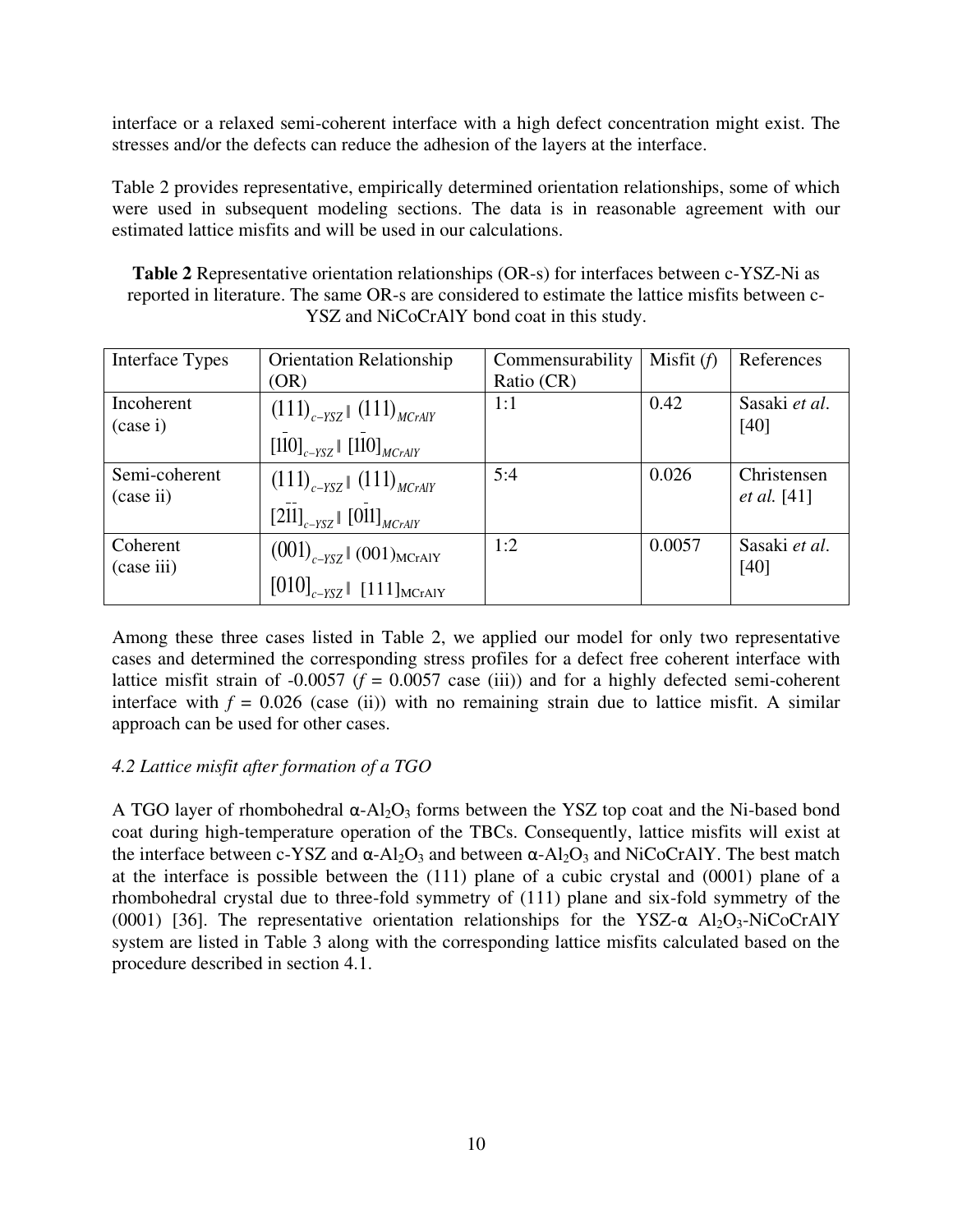interface or a relaxed semi-coherent interface with a high defect concentration might exist. The stresses and/or the defects can reduce the adhesion of the layers at the interface.

Table 2 provides representative, empirically determined orientation relationships, some of which were used in subsequent modeling sections. The data is in reasonable agreement with our estimated lattice misfits and will be used in our calculations.

**Table 2** Representative orientation relationships (OR-s) for interfaces between c-YSZ-Ni as reported in literature. The same OR-s are considered to estimate the lattice misfits between c-YSZ and NiCoCrAlY bond coat in this study.

| Interface Types | Orientation Relationship (OR) | Commensurability Ratio (CR) | Misfit (*f*) | References |
|---|---|---|---|---|
| Incoherent (case i) | $(111)_{c-YSZ} \parallel (111)_{MCrAlY}$ $[1\bar{1}0]_{c-YSZ} \parallel [1\bar{1}0]_{MCrAlY}$ | 1:1 | 0.42 | Sasaki *et al*. [40] |
| Semi-coherent (case ii) | $(111)_{c-YSZ} \parallel (111)_{MCrAlY}$ $[2\bar{1}\bar{1}]_{c-YSZ} \parallel [0\bar{1}1]_{MCrAlY}$ | 5:4 | 0.026 | Christensen *et al.* [41] |
| Coherent (case iii) | $(001)_{c-YSZ} \parallel (001)_{\mathrm{MCrAlY}}$ $[010]_{c-YSZ} \parallel [111]_{\mathrm{MCrAlY}}$ | 1:2 | 0.0057 | Sasaki *et al*. [40] |

Among these three cases listed in Table 2, we applied our model for only two representative cases and determined the corresponding stress profiles for a defect free coherent interface with lattice misfit strain of -0.0057 ($f$ = 0.0057 case (iii)) and for a highly defected semi-coherent interface with $f$ = 0.026 (case (ii)) with no remaining strain due to lattice misfit. A similar approach can be used for other cases.

### *4.2 Lattice misfit after formation of a TGO*

A TGO layer of rhombohedral $\alpha$-$Al_2O_3$ forms between the YSZ top coat and the Ni-based bond coat during high-temperature operation of the TBCs. Consequently, lattice misfits will exist at the interface between c-YSZ and $\alpha$-$Al_2O_3$ and between $\alpha$-$Al_2O_3$ and NiCoCrAlY. The best match at the interface is possible between the (111) plane of a cubic crystal and (0001) plane of a rhombohedral crystal due to three-fold symmetry of (111) plane and six-fold symmetry of the (0001) [36]. The representative orientation relationships for the YSZ-$\alpha$ $Al_2O_3$-NiCoCrAlY system are listed in Table 3 along with the corresponding lattice misfits calculated based on the procedure described in section 4.1.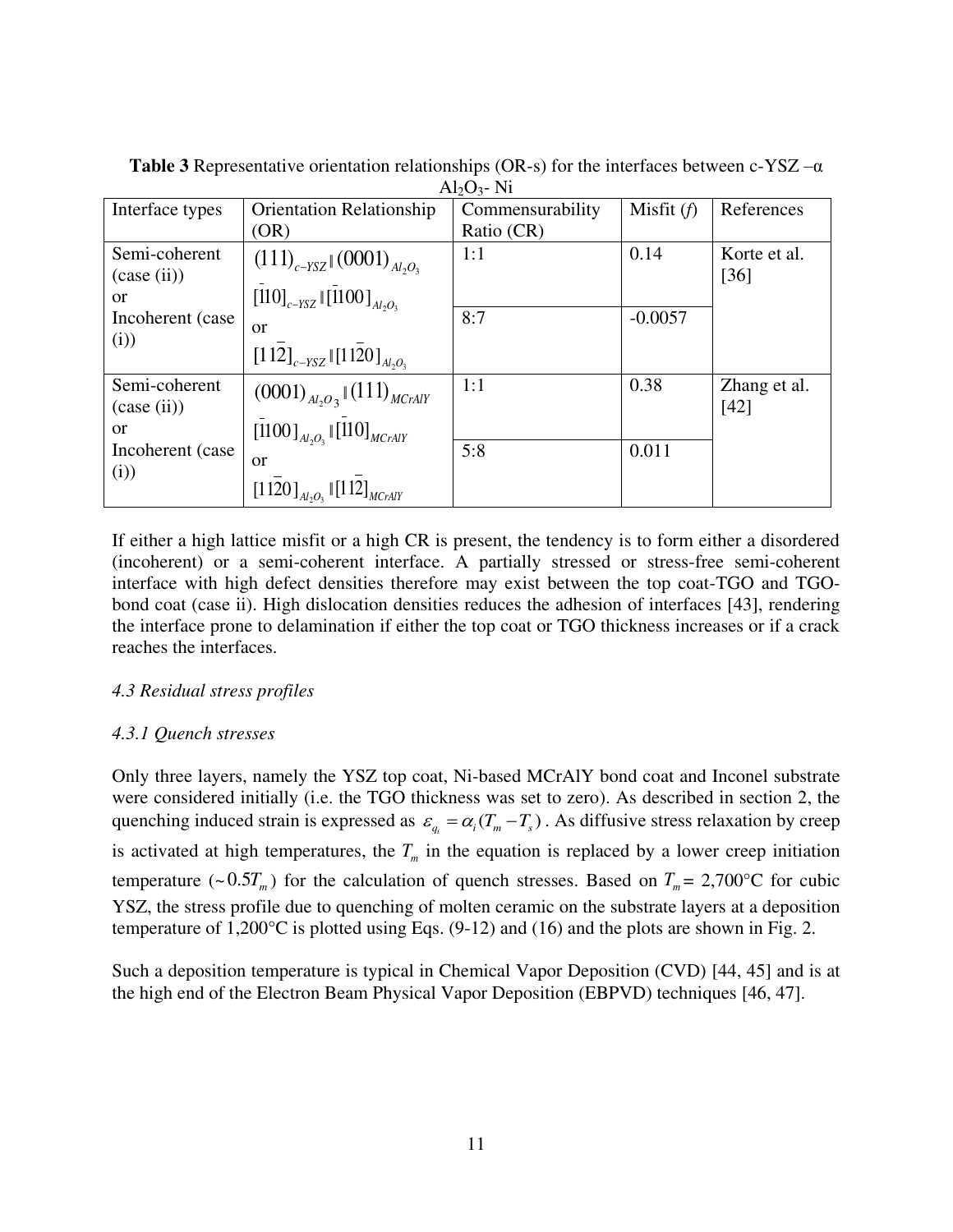**Table 3** Representative orientation relationships (OR-s) for the interfaces between c-YSZ –α $Al_2O_3$- Ni

| Interface types | Orientation Relationship (OR) | Commensurability Ratio (CR) | Misfit ($f$) | References |
|---|---|---|---|---|
| Semi-coherent (case (ii)) or Incoherent (case (i)) | $(111)_{c-YSZ} \parallel (0001)_{Al_2O_3}$ $[\bar{1}10]_{c-YSZ} \parallel [\bar{1}100]_{Al_2O_3}$ or $[11\bar{2}]_{c-YSZ} \parallel [11\bar{2}0]_{Al_2O_3}$ | 1:1 | 0.14 | Korte et al. [36] |
| | | 8:7 | -0.0057 | |
| Semi-coherent (case (ii)) or Incoherent (case (i)) | $(0001)_{Al_2O_3} \parallel (111)_{MCrAlY}$ $[\bar{1}100]_{Al_2O_3} \parallel [\bar{1}10]_{MCrAlY}$ or $[11\bar{2}0]_{Al_2O_3} \parallel [11\bar{2}]_{MCrAlY}$ | 1:1 | 0.38 | Zhang et al. [42] |
| | | 5:8 | 0.011 | |

If either a high lattice misfit or a high CR is present, the tendency is to form either a disordered (incoherent) or a semi-coherent interface. A partially stressed or stress-free semi-coherent interface with high defect densities therefore may exist between the top coat-TGO and TGO-bond coat (case ii). High dislocation densities reduces the adhesion of interfaces [43], rendering the interface prone to delamination if either the top coat or TGO thickness increases or if a crack reaches the interfaces.

*4.3 Residual stress profiles*

*4.3.1 Quench stresses*

Only three layers, namely the YSZ top coat, Ni-based MCrAlY bond coat and Inconel substrate were considered initially (i.e. the TGO thickness was set to zero). As described in section 2, the quenching induced strain is expressed as $\varepsilon_{q_i} = \alpha_i (T_m - T_s)$. As diffusive stress relaxation by creep is activated at high temperatures, the $T_m$ in the equation is replaced by a lower creep initiation temperature ($\sim 0.5T_m$) for the calculation of quench stresses. Based on $T_m$= 2,700°C for cubic YSZ, the stress profile due to quenching of molten ceramic on the substrate layers at a deposition temperature of 1,200°C is plotted using Eqs. (9-12) and (16) and the plots are shown in Fig. 2.

Such a deposition temperature is typical in Chemical Vapor Deposition (CVD) [44, 45] and is at the high end of the Electron Beam Physical Vapor Deposition (EBPVD) techniques [46, 47].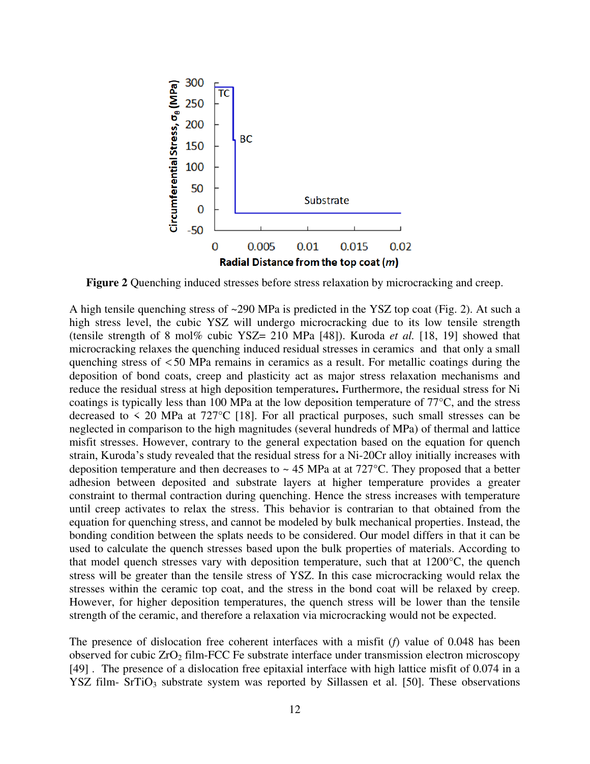**Figure 2** Quenching induced stresses before stress relaxation by microcracking and creep.

A high tensile quenching stress of ~290 MPa is predicted in the YSZ top coat (Fig. 2). At such a high stress level, the cubic YSZ will undergo microcracking due to its low tensile strength (tensile strength of 8 mol% cubic YSZ= 210 MPa [48]). Kuroda *et al.* [18, 19] showed that microcracking relaxes the quenching induced residual stresses in ceramics and that only a small quenching stress of <50 MPa remains in ceramics as a result. For metallic coatings during the deposition of bond coats, creep and plasticity act as major stress relaxation mechanisms and reduce the residual stress at high deposition temperatures**.** Furthermore, the residual stress for Ni coatings is typically less than 100 MPa at the low deposition temperature of 77°C, and the stress decreased to < 20 MPa at 727°C [18]. For all practical purposes, such small stresses can be neglected in comparison to the high magnitudes (several hundreds of MPa) of thermal and lattice misfit stresses. However, contrary to the general expectation based on the equation for quench strain, Kuroda's study revealed that the residual stress for a Ni-20Cr alloy initially increases with deposition temperature and then decreases to ~ 45 MPa at at 727°C. They proposed that a better adhesion between deposited and substrate layers at higher temperature provides a greater constraint to thermal contraction during quenching. Hence the stress increases with temperature until creep activates to relax the stress. This behavior is contrarian to that obtained from the equation for quenching stress, and cannot be modeled by bulk mechanical properties. Instead, the bonding condition between the splats needs to be considered. Our model differs in that it can be used to calculate the quench stresses based upon the bulk properties of materials. According to that model quench stresses vary with deposition temperature, such that at 1200°C, the quench stress will be greater than the tensile stress of YSZ. In this case microcracking would relax the stresses within the ceramic top coat, and the stress in the bond coat will be relaxed by creep. However, for higher deposition temperatures, the quench stress will be lower than the tensile strength of the ceramic, and therefore a relaxation via microcracking would not be expected.

The presence of dislocation free coherent interfaces with a misfit (*f*) value of 0.048 has been observed for cubic $ZrO_2$ film-FCC Fe substrate interface under transmission electron microscopy [49] . The presence of a dislocation free epitaxial interface with high lattice misfit of 0.074 in a YSZ film- $SrTiO_3$ substrate system was reported by Sillassen et al. [50]. These observations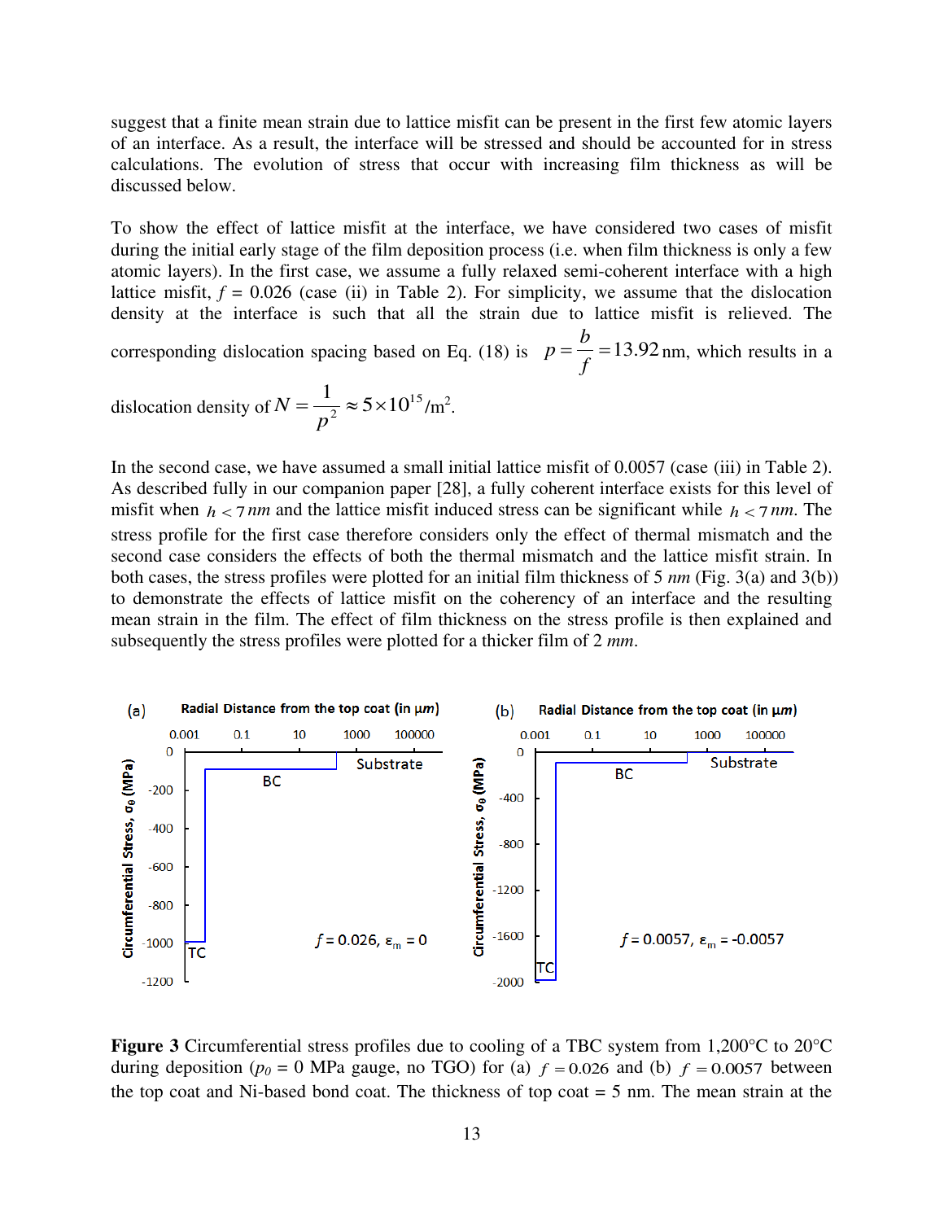suggest that a finite mean strain due to lattice misfit can be present in the first few atomic layers of an interface. As a result, the interface will be stressed and should be accounted for in stress calculations. The evolution of stress that occur with increasing film thickness as will be discussed below.

To show the effect of lattice misfit at the interface, we have considered two cases of misfit during the initial early stage of the film deposition process (i.e. when film thickness is only a few atomic layers). In the first case, we assume a fully relaxed semi-coherent interface with a high lattice misfit, $f$ = 0.026 (case (ii) in Table 2). For simplicity, we assume that the dislocation density at the interface is such that all the strain due to lattice misfit is relieved. The corresponding dislocation spacing based on Eq. (18) is $p = \frac{b}{f} = 13.92$ nm, which results in a dislocation density of $N = \frac{1}{p^2} \approx 5\times10^{15}$/m$^2$.

In the second case, we have assumed a small initial lattice misfit of 0.0057 (case (iii) in Table 2). As described fully in our companion paper [28], a fully coherent interface exists for this level of misfit when $h < 7\,nm$ and the lattice misfit induced stress can be significant while $h < 7\,nm$. The stress profile for the first case therefore considers only the effect of thermal mismatch and the second case considers the effects of both the thermal mismatch and the lattice misfit strain. In both cases, the stress profiles were plotted for an initial film thickness of 5 *nm* (Fig. 3(a) and 3(b)) to demonstrate the effects of lattice misfit on the coherency of an interface and the resulting mean strain in the film. The effect of film thickness on the stress profile is then explained and subsequently the stress profiles were plotted for a thicker film of 2 *mm*.

**Figure 3** Circumferential stress profiles due to cooling of a TBC system from 1,200°C to 20°C during deposition ($p_0$ = 0 MPa gauge, no TGO) for (a) $f = 0.026$ and (b) $f = 0.0057$ between the top coat and Ni-based bond coat. The thickness of top coat = 5 nm. The mean strain at the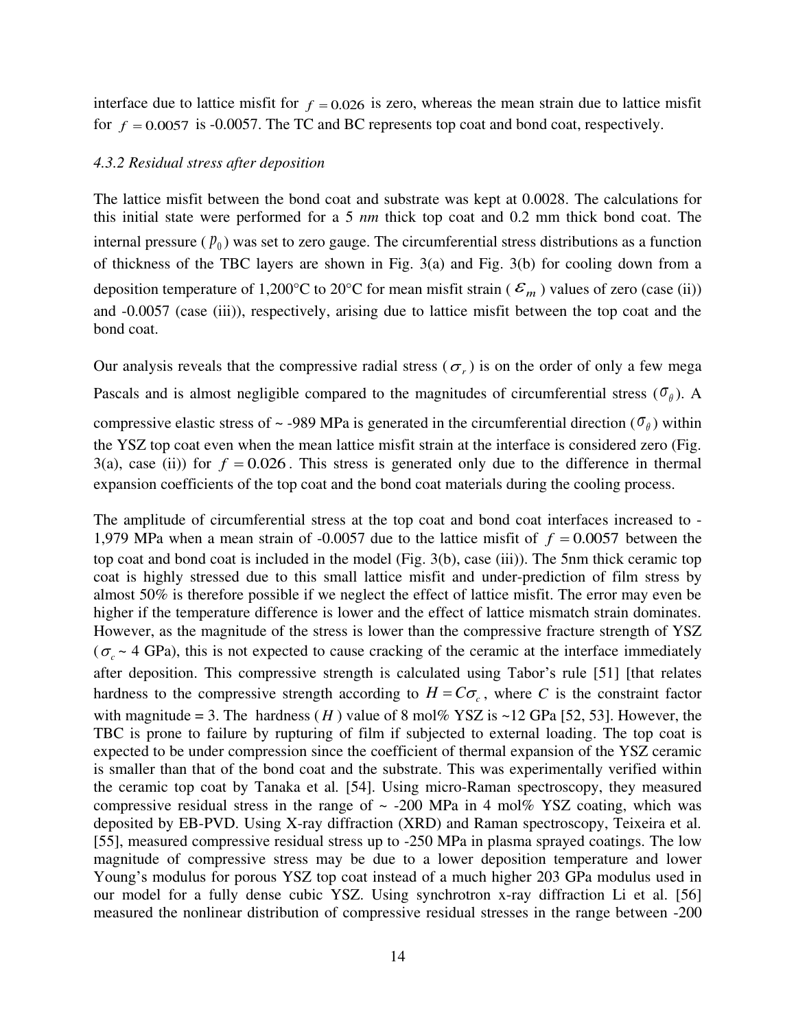interface due to lattice misfit for $f = 0.026$ is zero, whereas the mean strain due to lattice misfit for $f = 0.0057$ is -0.0057. The TC and BC represents top coat and bond coat, respectively.

### *4.3.2 Residual stress after deposition*

The lattice misfit between the bond coat and substrate was kept at 0.0028. The calculations for this initial state were performed for a 5 *nm* thick top coat and 0.2 mm thick bond coat. The internal pressure ($p_0$) was set to zero gauge. The circumferential stress distributions as a function of thickness of the TBC layers are shown in Fig. 3(a) and Fig. 3(b) for cooling down from a deposition temperature of 1,200°C to 20°C for mean misfit strain ($\varepsilon_m$) values of zero (case (ii)) and -0.0057 (case (iii)), respectively, arising due to lattice misfit between the top coat and the bond coat.

Our analysis reveals that the compressive radial stress ($\sigma_r$) is on the order of only a few mega Pascals and is almost negligible compared to the magnitudes of circumferential stress ($\sigma_\theta$). A compressive elastic stress of ~ -989 MPa is generated in the circumferential direction ($\sigma_\theta$) within the YSZ top coat even when the mean lattice misfit strain at the interface is considered zero (Fig. 3(a), case (ii)) for $f = 0.026$. This stress is generated only due to the difference in thermal expansion coefficients of the top coat and the bond coat materials during the cooling process.

The amplitude of circumferential stress at the top coat and bond coat interfaces increased to -1,979 MPa when a mean strain of -0.0057 due to the lattice misfit of $f = 0.0057$ between the top coat and bond coat is included in the model (Fig. 3(b), case (iii)). The 5nm thick ceramic top coat is highly stressed due to this small lattice misfit and under-prediction of film stress by almost 50% is therefore possible if we neglect the effect of lattice misfit. The error may even be higher if the temperature difference is lower and the effect of lattice mismatch strain dominates. However, as the magnitude of the stress is lower than the compressive fracture strength of YSZ ($\sigma_c$ ~ 4 GPa), this is not expected to cause cracking of the ceramic at the interface immediately after deposition. This compressive strength is calculated using Tabor's rule [51] [that relates hardness to the compressive strength according to $H = C\sigma_c$, where *C* is the constraint factor with magnitude = 3. The hardness ($H$) value of 8 mol% YSZ is ~12 GPa [52, 53]. However, the TBC is prone to failure by rupturing of film if subjected to external loading. The top coat is expected to be under compression since the coefficient of thermal expansion of the YSZ ceramic is smaller than that of the bond coat and the substrate. This was experimentally verified within the ceramic top coat by Tanaka et al. [54]. Using micro-Raman spectroscopy, they measured compressive residual stress in the range of ~ -200 MPa in 4 mol% YSZ coating, which was deposited by EB-PVD. Using X-ray diffraction (XRD) and Raman spectroscopy, Teixeira et al. [55], measured compressive residual stress up to -250 MPa in plasma sprayed coatings. The low magnitude of compressive stress may be due to a lower deposition temperature and lower Young's modulus for porous YSZ top coat instead of a much higher 203 GPa modulus used in our model for a fully dense cubic YSZ. Using synchrotron x-ray diffraction Li et al. [56] measured the nonlinear distribution of compressive residual stresses in the range between -200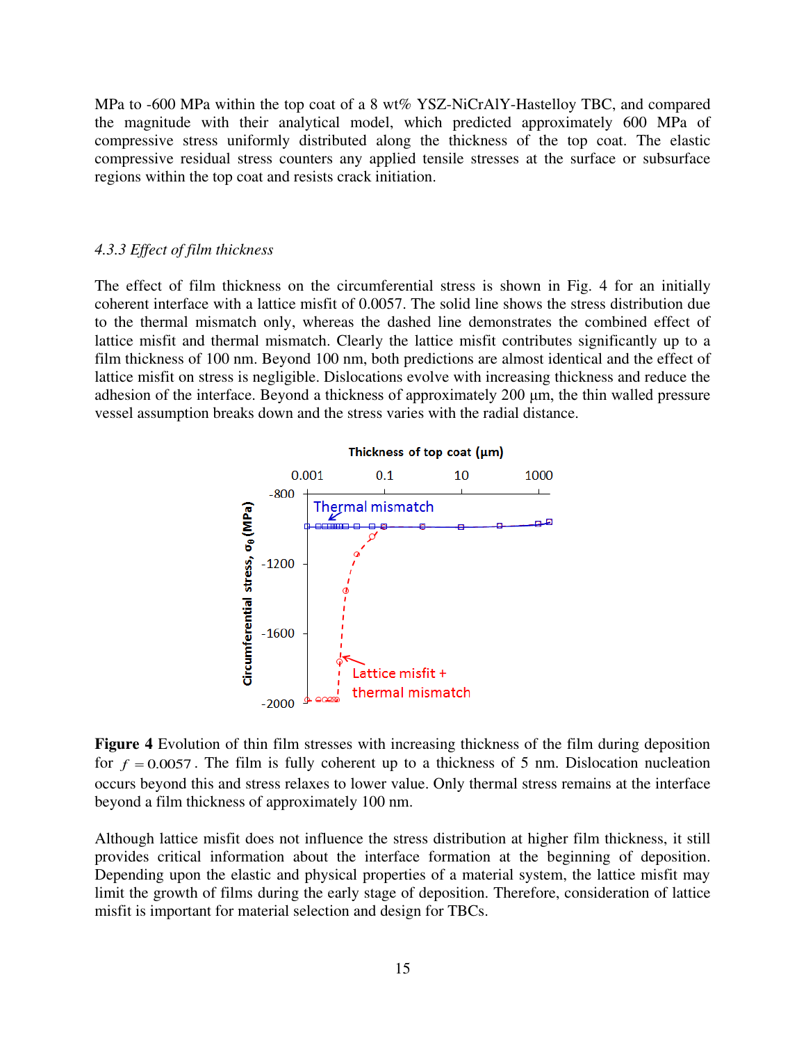MPa to -600 MPa within the top coat of a 8 wt% YSZ-NiCrAlY-Hastelloy TBC, and compared the magnitude with their analytical model, which predicted approximately 600 MPa of compressive stress uniformly distributed along the thickness of the top coat. The elastic compressive residual stress counters any applied tensile stresses at the surface or subsurface regions within the top coat and resists crack initiation.

### *4.3.3 Effect of film thickness*

The effect of film thickness on the circumferential stress is shown in Fig. 4 for an initially coherent interface with a lattice misfit of 0.0057. The solid line shows the stress distribution due to the thermal mismatch only, whereas the dashed line demonstrates the combined effect of lattice misfit and thermal mismatch. Clearly the lattice misfit contributes significantly up to a film thickness of 100 nm. Beyond 100 nm, both predictions are almost identical and the effect of lattice misfit on stress is negligible. Dislocations evolve with increasing thickness and reduce the adhesion of the interface. Beyond a thickness of approximately 200 µm, the thin walled pressure vessel assumption breaks down and the stress varies with the radial distance.

**Figure 4** Evolution of thin film stresses with increasing thickness of the film during deposition for $f = 0.0057$. The film is fully coherent up to a thickness of 5 nm. Dislocation nucleation occurs beyond this and stress relaxes to lower value. Only thermal stress remains at the interface beyond a film thickness of approximately 100 nm.

Although lattice misfit does not influence the stress distribution at higher film thickness, it still provides critical information about the interface formation at the beginning of deposition. Depending upon the elastic and physical properties of a material system, the lattice misfit may limit the growth of films during the early stage of deposition. Therefore, consideration of lattice misfit is important for material selection and design for TBCs.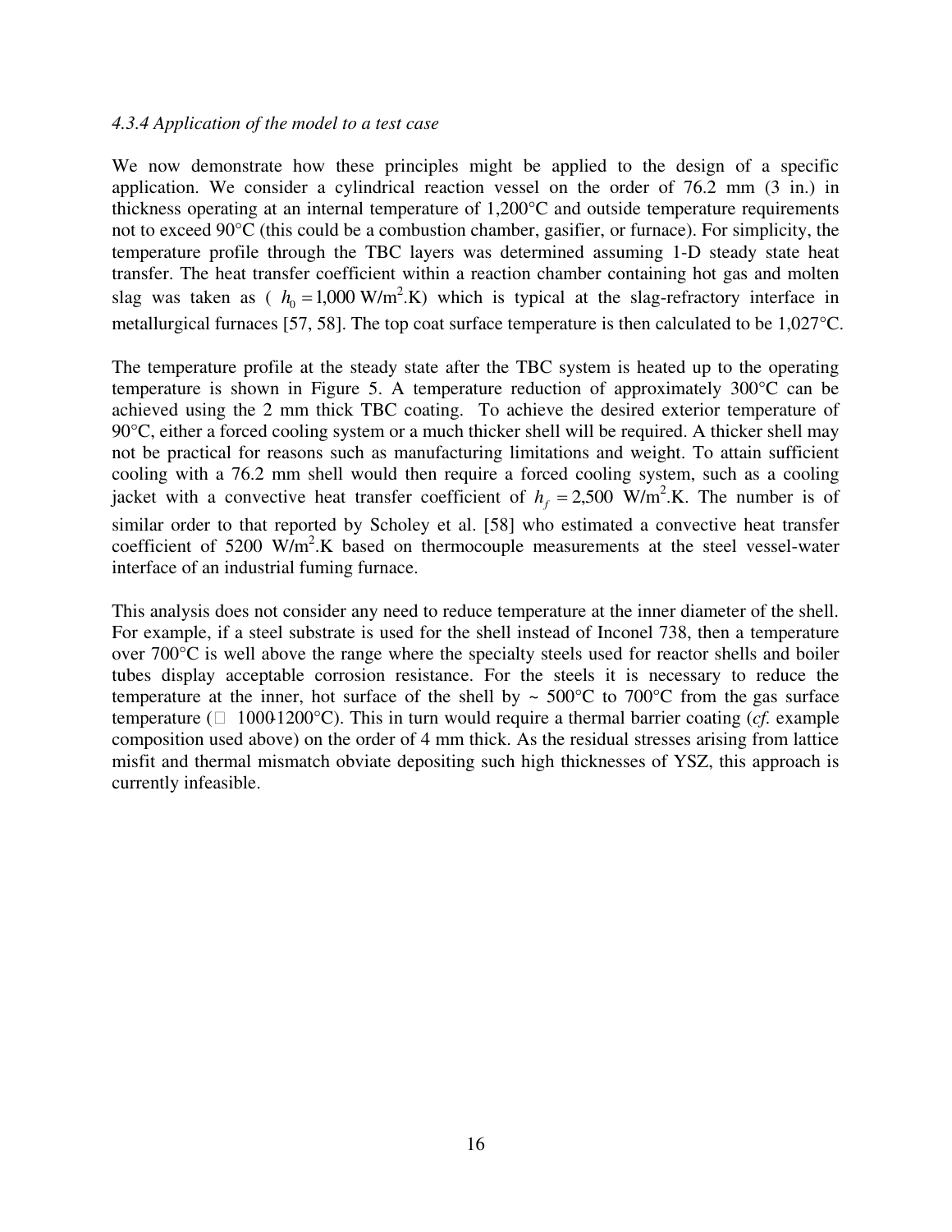*4.3.4 Application of the model to a test case*

We now demonstrate how these principles might be applied to the design of a specific application. We consider a cylindrical reaction vessel on the order of 76.2 mm (3 in.) in thickness operating at an internal temperature of 1,200°C and outside temperature requirements not to exceed 90°C (this could be a combustion chamber, gasifier, or furnace). For simplicity, the temperature profile through the TBC layers was determined assuming 1-D steady state heat transfer. The heat transfer coefficient within a reaction chamber containing hot gas and molten slag was taken as ( $h_0 = 1{,}000$ W/m$^2$.K) which is typical at the slag-refractory interface in metallurgical furnaces [57, 58]. The top coat surface temperature is then calculated to be 1,027°C.

The temperature profile at the steady state after the TBC system is heated up to the operating temperature is shown in Figure 5. A temperature reduction of approximately 300°C can be achieved using the 2 mm thick TBC coating. To achieve the desired exterior temperature of 90°C, either a forced cooling system or a much thicker shell will be required. A thicker shell may not be practical for reasons such as manufacturing limitations and weight. To attain sufficient cooling with a 76.2 mm shell would then require a forced cooling system, such as a cooling jacket with a convective heat transfer coefficient of $h_f = 2{,}500$ W/m$^2$.K. The number is of similar order to that reported by Scholey et al. [58] who estimated a convective heat transfer coefficient of 5200 W/m$^2$.K based on thermocouple measurements at the steel vessel-water interface of an industrial fuming furnace.

This analysis does not consider any need to reduce temperature at the inner diameter of the shell. For example, if a steel substrate is used for the shell instead of Inconel 738, then a temperature over 700°C is well above the range where the specialty steels used for reactor shells and boiler tubes display acceptable corrosion resistance. For the steels it is necessary to reduce the temperature at the inner, hot surface of the shell by ~ 500°C to 700°C from the gas surface temperature ($\approx$ 1000-1200°C). This in turn would require a thermal barrier coating (*cf.* example composition used above) on the order of 4 mm thick. As the residual stresses arising from lattice misfit and thermal mismatch obviate depositing such high thicknesses of YSZ, this approach is currently infeasible.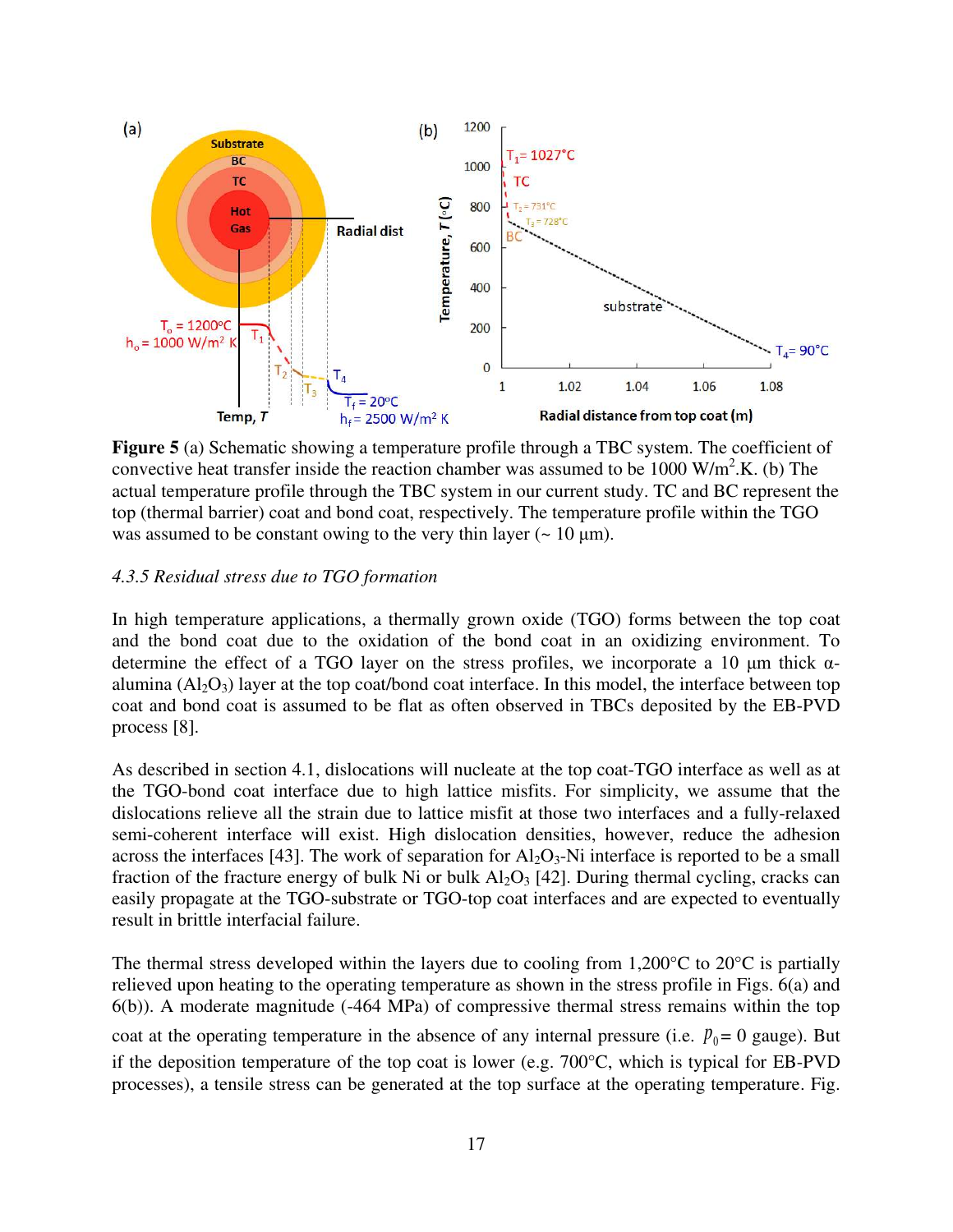**Figure 5** (a) Schematic showing a temperature profile through a TBC system. The coefficient of convective heat transfer inside the reaction chamber was assumed to be 1000 W/m$^2$.K. (b) The actual temperature profile through the TBC system in our current study. TC and BC represent the top (thermal barrier) coat and bond coat, respectively. The temperature profile within the TGO was assumed to be constant owing to the very thin layer (~ 10 μm).

*4.3.5 Residual stress due to TGO formation*

In high temperature applications, a thermally grown oxide (TGO) forms between the top coat and the bond coat due to the oxidation of the bond coat in an oxidizing environment. To determine the effect of a TGO layer on the stress profiles, we incorporate a 10 μm thick α-alumina ($Al_2O_3$) layer at the top coat/bond coat interface. In this model, the interface between top coat and bond coat is assumed to be flat as often observed in TBCs deposited by the EB-PVD process [8].

As described in section 4.1, dislocations will nucleate at the top coat-TGO interface as well as at the TGO-bond coat interface due to high lattice misfits. For simplicity, we assume that the dislocations relieve all the strain due to lattice misfit at those two interfaces and a fully-relaxed semi-coherent interface will exist. High dislocation densities, however, reduce the adhesion across the interfaces [43]. The work of separation for $Al_2O_3$-Ni interface is reported to be a small fraction of the fracture energy of bulk Ni or bulk $Al_2O_3$ [42]. During thermal cycling, cracks can easily propagate at the TGO-substrate or TGO-top coat interfaces and are expected to eventually result in brittle interfacial failure.

The thermal stress developed within the layers due to cooling from 1,200°C to 20°C is partially relieved upon heating to the operating temperature as shown in the stress profile in Figs. 6(a) and 6(b)). A moderate magnitude (-464 MPa) of compressive thermal stress remains within the top coat at the operating temperature in the absence of any internal pressure (i.e. $p_0$ = 0 gauge). But if the deposition temperature of the top coat is lower (e.g. 700°C, which is typical for EB-PVD processes), a tensile stress can be generated at the top surface at the operating temperature. Fig.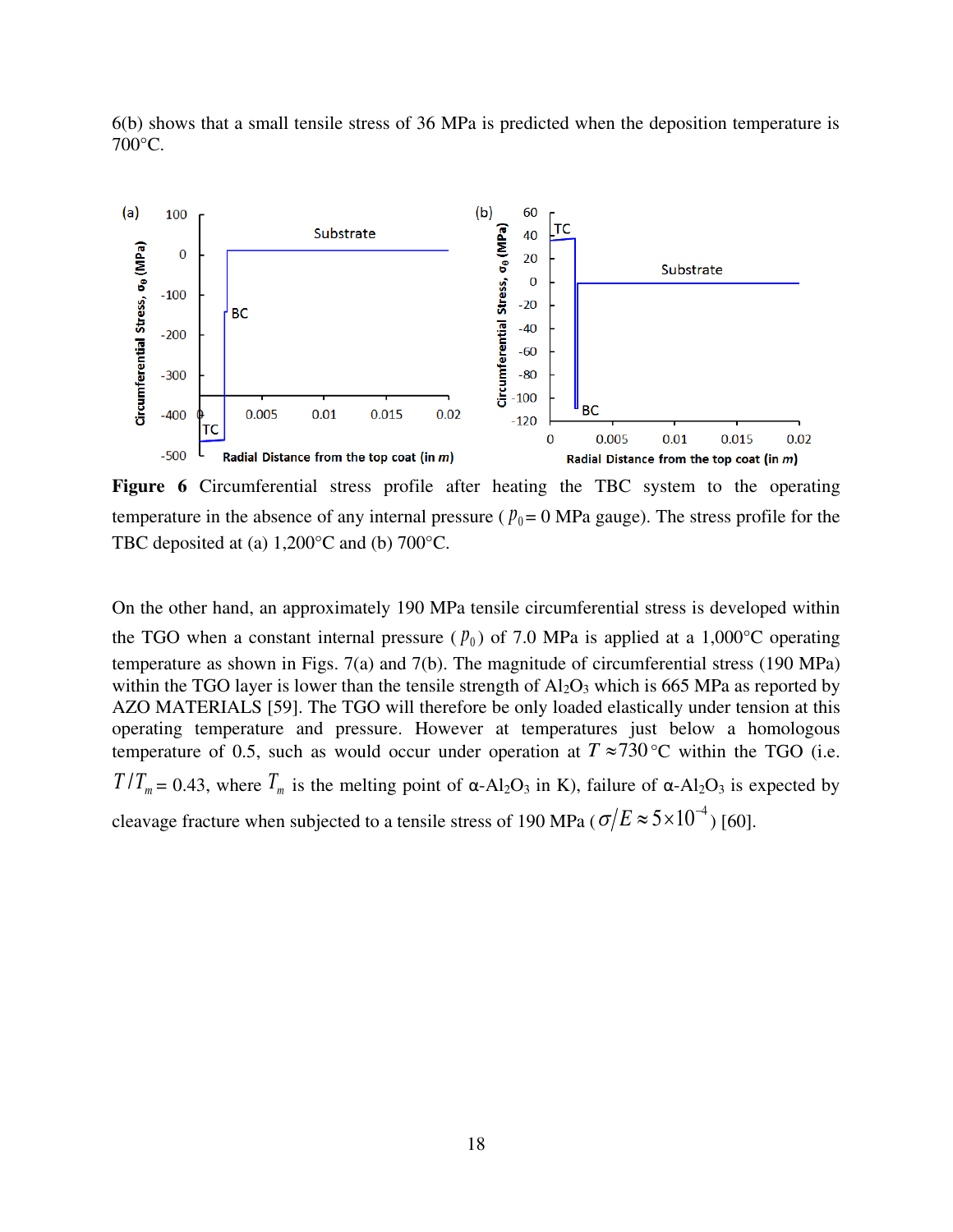6(b) shows that a small tensile stress of 36 MPa is predicted when the deposition temperature is 700°C.

**Figure 6** Circumferential stress profile after heating the TBC system to the operating temperature in the absence of any internal pressure ( $p_0$ = 0 MPa gauge). The stress profile for the TBC deposited at (a) 1,200°C and (b) 700°C.

On the other hand, an approximately 190 MPa tensile circumferential stress is developed within the TGO when a constant internal pressure ( $p_0$ ) of 7.0 MPa is applied at a 1,000°C operating temperature as shown in Figs. 7(a) and 7(b). The magnitude of circumferential stress (190 MPa) within the TGO layer is lower than the tensile strength of $Al_2O_3$ which is 665 MPa as reported by AZO MATERIALS [59]. The TGO will therefore be only loaded elastically under tension at this operating temperature and pressure. However at temperatures just below a homologous temperature of 0.5, such as would occur under operation at $T \approx 730\,°C$ within the TGO (i.e. $T/T_m$ = 0.43, where $T_m$ is the melting point of α-$Al_2O_3$ in K), failure of α-$Al_2O_3$ is expected by cleavage fracture when subjected to a tensile stress of 190 MPa ( $\sigma/E \approx 5\times10^{-4}$ ) [60].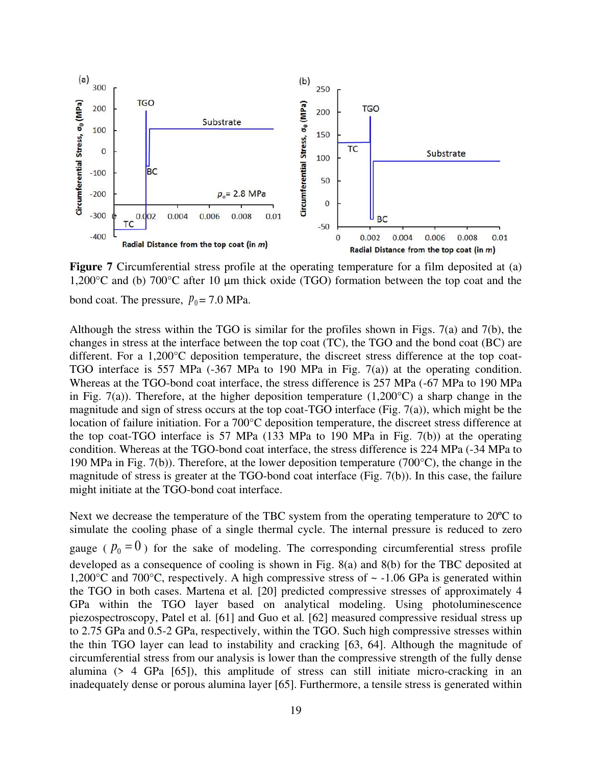**Figure 7** Circumferential stress profile at the operating temperature for a film deposited at (a) 1,200°C and (b) 700°C after 10 μm thick oxide (TGO) formation between the top coat and the bond coat. The pressure, $p_0 = 7.0$ MPa.

Although the stress within the TGO is similar for the profiles shown in Figs. 7(a) and 7(b), the changes in stress at the interface between the top coat (TC), the TGO and the bond coat (BC) are different. For a 1,200°C deposition temperature, the discreet stress difference at the top coat-TGO interface is 557 MPa (-367 MPa to 190 MPa in Fig. 7(a)) at the operating condition. Whereas at the TGO-bond coat interface, the stress difference is 257 MPa (-67 MPa to 190 MPa in Fig. 7(a)). Therefore, at the higher deposition temperature (1,200°C) a sharp change in the magnitude and sign of stress occurs at the top coat-TGO interface (Fig. 7(a)), which might be the location of failure initiation. For a 700°C deposition temperature, the discreet stress difference at the top coat-TGO interface is 57 MPa (133 MPa to 190 MPa in Fig. 7(b)) at the operating condition. Whereas at the TGO-bond coat interface, the stress difference is 224 MPa (-34 MPa to 190 MPa in Fig. 7(b)). Therefore, at the lower deposition temperature (700°C), the change in the magnitude of stress is greater at the TGO-bond coat interface (Fig. 7(b)). In this case, the failure might initiate at the TGO-bond coat interface.

Next we decrease the temperature of the TBC system from the operating temperature to 20ºC to simulate the cooling phase of a single thermal cycle. The internal pressure is reduced to zero gauge ( $p_0 = 0$ ) for the sake of modeling. The corresponding circumferential stress profile developed as a consequence of cooling is shown in Fig. 8(a) and 8(b) for the TBC deposited at 1,200°C and 700°C, respectively. A high compressive stress of ~ -1.06 GPa is generated within the TGO in both cases. Martena et al. [20] predicted compressive stresses of approximately 4 GPa within the TGO layer based on analytical modeling. Using photoluminescence piezospectroscopy, Patel et al. [61] and Guo et al. [62] measured compressive residual stress up to 2.75 GPa and 0.5-2 GPa, respectively, within the TGO. Such high compressive stresses within the thin TGO layer can lead to instability and cracking [63, 64]. Although the magnitude of circumferential stress from our analysis is lower than the compressive strength of the fully dense alumina (> 4 GPa [65]), this amplitude of stress can still initiate micro-cracking in an inadequately dense or porous alumina layer [65]. Furthermore, a tensile stress is generated within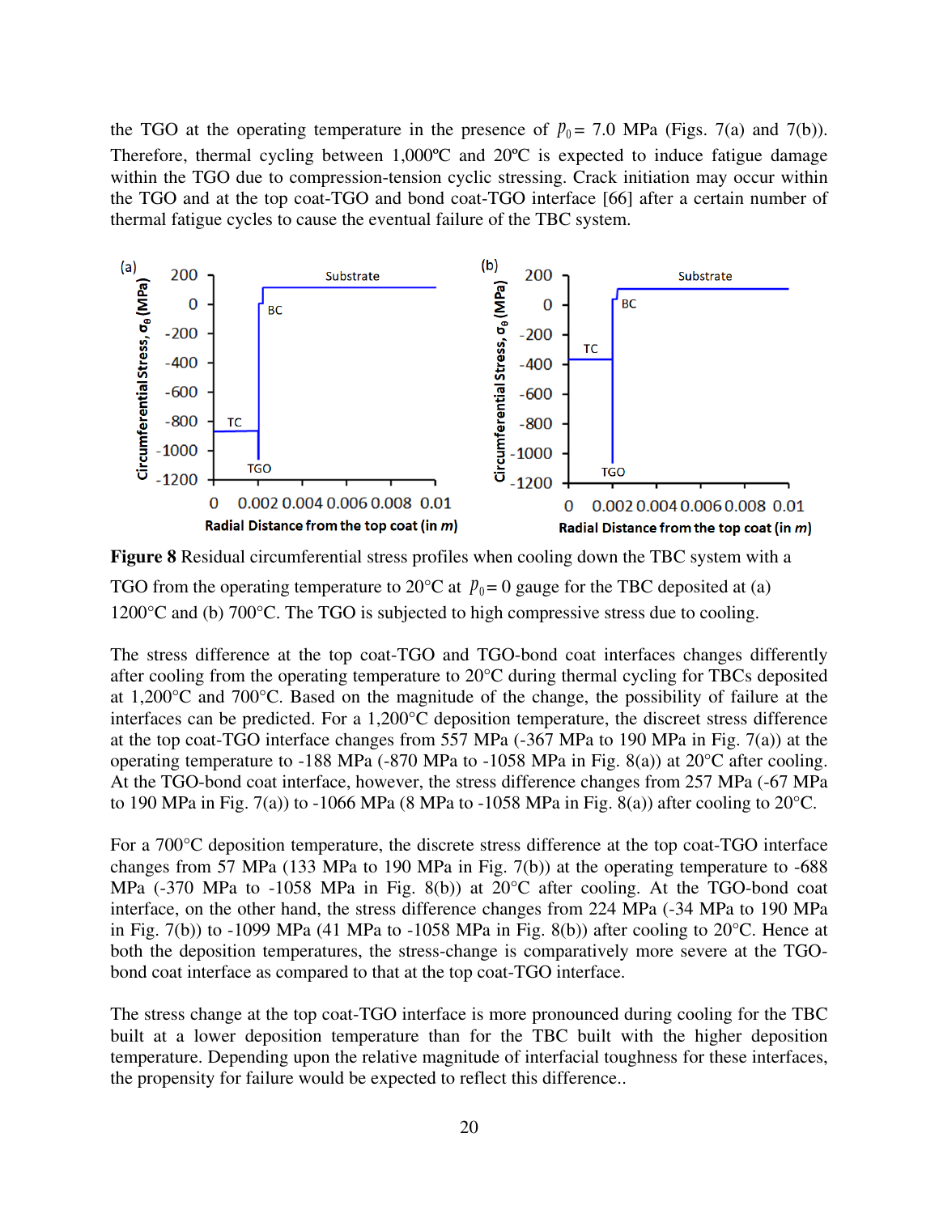the TGO at the operating temperature in the presence of $p_0$ = 7.0 MPa (Figs. 7(a) and 7(b)). Therefore, thermal cycling between 1,000ºC and 20ºC is expected to induce fatigue damage within the TGO due to compression-tension cyclic stressing. Crack initiation may occur within the TGO and at the top coat-TGO and bond coat-TGO interface [66] after a certain number of thermal fatigue cycles to cause the eventual failure of the TBC system.

**Figure 8** Residual circumferential stress profiles when cooling down the TBC system with a TGO from the operating temperature to 20°C at $p_0$ = 0 gauge for the TBC deposited at (a) 1200°C and (b) 700°C. The TGO is subjected to high compressive stress due to cooling.

The stress difference at the top coat-TGO and TGO-bond coat interfaces changes differently after cooling from the operating temperature to 20°C during thermal cycling for TBCs deposited at 1,200°C and 700°C. Based on the magnitude of the change, the possibility of failure at the interfaces can be predicted. For a 1,200°C deposition temperature, the discreet stress difference at the top coat-TGO interface changes from 557 MPa (-367 MPa to 190 MPa in Fig. 7(a)) at the operating temperature to -188 MPa (-870 MPa to -1058 MPa in Fig. 8(a)) at 20°C after cooling. At the TGO-bond coat interface, however, the stress difference changes from 257 MPa (-67 MPa to 190 MPa in Fig. 7(a)) to -1066 MPa (8 MPa to -1058 MPa in Fig. 8(a)) after cooling to 20°C.

For a 700°C deposition temperature, the discrete stress difference at the top coat-TGO interface changes from 57 MPa (133 MPa to 190 MPa in Fig. 7(b)) at the operating temperature to -688 MPa (-370 MPa to -1058 MPa in Fig. 8(b)) at 20°C after cooling. At the TGO-bond coat interface, on the other hand, the stress difference changes from 224 MPa (-34 MPa to 190 MPa in Fig. 7(b)) to -1099 MPa (41 MPa to -1058 MPa in Fig. 8(b)) after cooling to 20°C. Hence at both the deposition temperatures, the stress-change is comparatively more severe at the TGO-bond coat interface as compared to that at the top coat-TGO interface.

The stress change at the top coat-TGO interface is more pronounced during cooling for the TBC built at a lower deposition temperature than for the TBC built with the higher deposition temperature. Depending upon the relative magnitude of interfacial toughness for these interfaces, the propensity for failure would be expected to reflect this difference..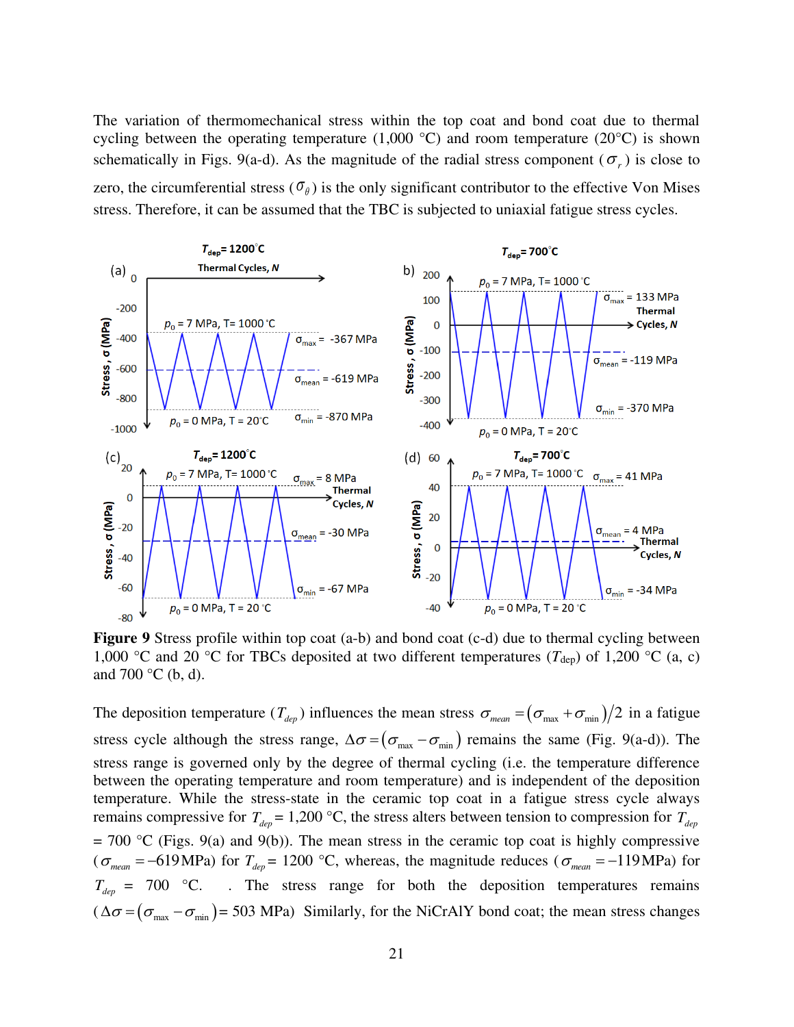The variation of thermomechanical stress within the top coat and bond coat due to thermal cycling between the operating temperature (1,000 °C) and room temperature (20°C) is shown schematically in Figs. 9(a-d). As the magnitude of the radial stress component ($\sigma_r$) is close to zero, the circumferential stress ($\sigma_\theta$) is the only significant contributor to the effective Von Mises stress. Therefore, it can be assumed that the TBC is subjected to uniaxial fatigue stress cycles.

**Figure 9** Stress profile within top coat (a-b) and bond coat (c-d) due to thermal cycling between 1,000 °C and 20 °C for TBCs deposited at two different temperatures ($T_{dep}$) of 1,200 °C (a, c) and 700 °C (b, d).

The deposition temperature ($T_{dep}$) influences the mean stress $\sigma_{mean} = (\sigma_{max} + \sigma_{min})/2$ in a fatigue stress cycle although the stress range, $\Delta\sigma = (\sigma_{max} - \sigma_{min})$ remains the same (Fig. 9(a-d)). The stress range is governed only by the degree of thermal cycling (i.e. the temperature difference between the operating temperature and room temperature) and is independent of the deposition temperature. While the stress-state in the ceramic top coat in a fatigue stress cycle always remains compressive for $T_{dep}$ = 1,200 °C, the stress alters between tension to compression for $T_{dep}$ = 700 °C (Figs. 9(a) and 9(b)). The mean stress in the ceramic top coat is highly compressive ($\sigma_{mean} = -619\,\text{MPa}$) for $T_{dep}$ = 1200 °C, whereas, the magnitude reduces ($\sigma_{mean} = -119\,\text{MPa}$) for $T_{dep}$ = 700 °C. . The stress range for both the deposition temperatures remains ($\Delta\sigma = (\sigma_{max} - \sigma_{min})$ = 503 MPa) Similarly, for the NiCrAlY bond coat; the mean stress changes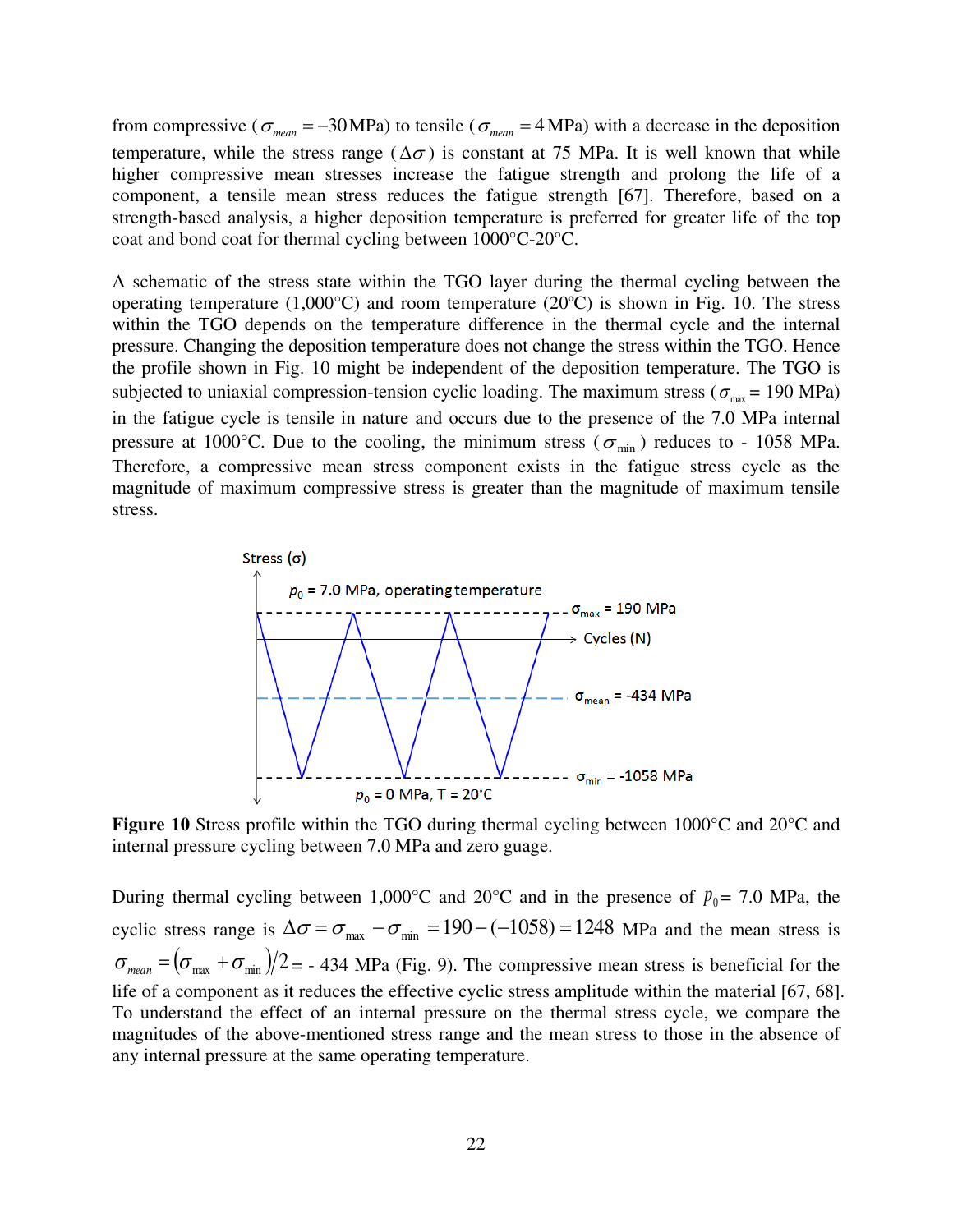from compressive ($\sigma_{mean} = -30$ MPa) to tensile ($\sigma_{mean} = 4$ MPa) with a decrease in the deposition temperature, while the stress range ($\Delta\sigma$) is constant at 75 MPa. It is well known that while higher compressive mean stresses increase the fatigue strength and prolong the life of a component, a tensile mean stress reduces the fatigue strength [67]. Therefore, based on a strength-based analysis, a higher deposition temperature is preferred for greater life of the top coat and bond coat for thermal cycling between 1000°C-20°C.

A schematic of the stress state within the TGO layer during the thermal cycling between the operating temperature (1,000°C) and room temperature (20ºC) is shown in Fig. 10. The stress within the TGO depends on the temperature difference in the thermal cycle and the internal pressure. Changing the deposition temperature does not change the stress within the TGO. Hence the profile shown in Fig. 10 might be independent of the deposition temperature. The TGO is subjected to uniaxial compression-tension cyclic loading. The maximum stress ($\sigma_{max}$ = 190 MPa) in the fatigue cycle is tensile in nature and occurs due to the presence of the 7.0 MPa internal pressure at 1000°C. Due to the cooling, the minimum stress ($\sigma_{min}$) reduces to - 1058 MPa. Therefore, a compressive mean stress component exists in the fatigue stress cycle as the magnitude of maximum compressive stress is greater than the magnitude of maximum tensile stress.

**Figure 10** Stress profile within the TGO during thermal cycling between 1000°C and 20°C and internal pressure cycling between 7.0 MPa and zero guage.

During thermal cycling between 1,000°C and 20°C and in the presence of $p_0$ = 7.0 MPa, the cyclic stress range is $\Delta\sigma = \sigma_{max} - \sigma_{min} = 190 - (-1058) = 1248$ MPa and the mean stress is $\sigma_{mean} = (\sigma_{max} + \sigma_{min})/2$ = - 434 MPa (Fig. 9). The compressive mean stress is beneficial for the life of a component as it reduces the effective cyclic stress amplitude within the material [67, 68]. To understand the effect of an internal pressure on the thermal stress cycle, we compare the magnitudes of the above-mentioned stress range and the mean stress to those in the absence of any internal pressure at the same operating temperature.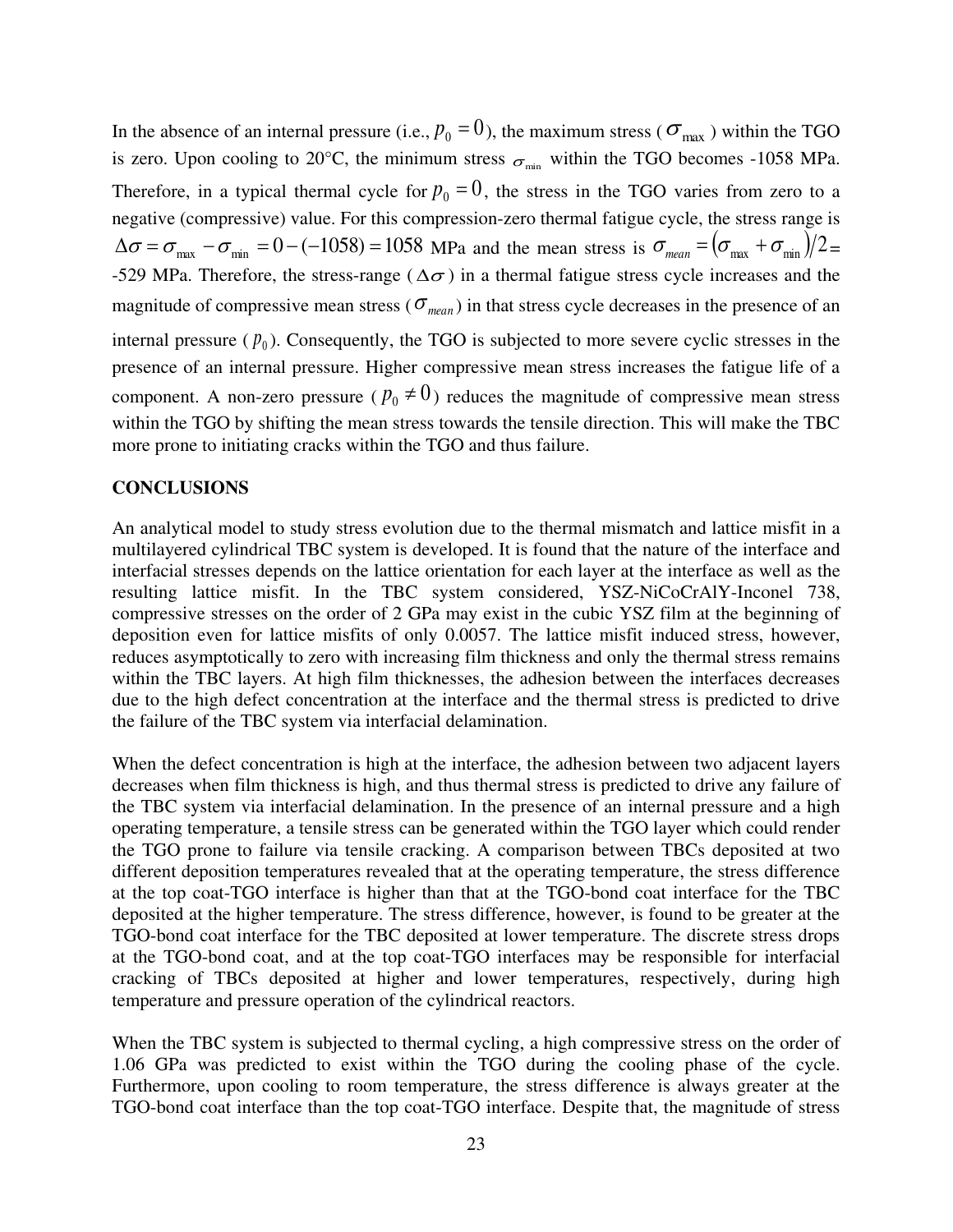In the absence of an internal pressure (i.e., $p_0 = 0$), the maximum stress ($\sigma_{\max}$) within the TGO is zero. Upon cooling to 20°C, the minimum stress $\sigma_{\min}$ within the TGO becomes -1058 MPa. Therefore, in a typical thermal cycle for $p_0 = 0$, the stress in the TGO varies from zero to a negative (compressive) value. For this compression-zero thermal fatigue cycle, the stress range is $\Delta\sigma = \sigma_{\max} - \sigma_{\min} = 0 - (-1058) = 1058$ MPa and the mean stress is $\sigma_{mean} = (\sigma_{\max} + \sigma_{\min})/2 =$ -529 MPa. Therefore, the stress-range ($\Delta\sigma$) in a thermal fatigue stress cycle increases and the magnitude of compressive mean stress ($\sigma_{mean}$) in that stress cycle decreases in the presence of an internal pressure ($p_0$). Consequently, the TGO is subjected to more severe cyclic stresses in the presence of an internal pressure. Higher compressive mean stress increases the fatigue life of a component. A non-zero pressure ($p_0 \neq 0$) reduces the magnitude of compressive mean stress within the TGO by shifting the mean stress towards the tensile direction. This will make the TBC more prone to initiating cracks within the TGO and thus failure.

## CONCLUSIONS

An analytical model to study stress evolution due to the thermal mismatch and lattice misfit in a multilayered cylindrical TBC system is developed. It is found that the nature of the interface and interfacial stresses depends on the lattice orientation for each layer at the interface as well as the resulting lattice misfit. In the TBC system considered, YSZ-NiCoCrAlY-Inconel 738, compressive stresses on the order of 2 GPa may exist in the cubic YSZ film at the beginning of deposition even for lattice misfits of only 0.0057. The lattice misfit induced stress, however, reduces asymptotically to zero with increasing film thickness and only the thermal stress remains within the TBC layers. At high film thicknesses, the adhesion between the interfaces decreases due to the high defect concentration at the interface and the thermal stress is predicted to drive the failure of the TBC system via interfacial delamination.

When the defect concentration is high at the interface, the adhesion between two adjacent layers decreases when film thickness is high, and thus thermal stress is predicted to drive any failure of the TBC system via interfacial delamination. In the presence of an internal pressure and a high operating temperature, a tensile stress can be generated within the TGO layer which could render the TGO prone to failure via tensile cracking. A comparison between TBCs deposited at two different deposition temperatures revealed that at the operating temperature, the stress difference at the top coat-TGO interface is higher than that at the TGO-bond coat interface for the TBC deposited at the higher temperature. The stress difference, however, is found to be greater at the TGO-bond coat interface for the TBC deposited at lower temperature. The discrete stress drops at the TGO-bond coat, and at the top coat-TGO interfaces may be responsible for interfacial cracking of TBCs deposited at higher and lower temperatures, respectively, during high temperature and pressure operation of the cylindrical reactors.

When the TBC system is subjected to thermal cycling, a high compressive stress on the order of 1.06 GPa was predicted to exist within the TGO during the cooling phase of the cycle. Furthermore, upon cooling to room temperature, the stress difference is always greater at the TGO-bond coat interface than the top coat-TGO interface. Despite that, the magnitude of stress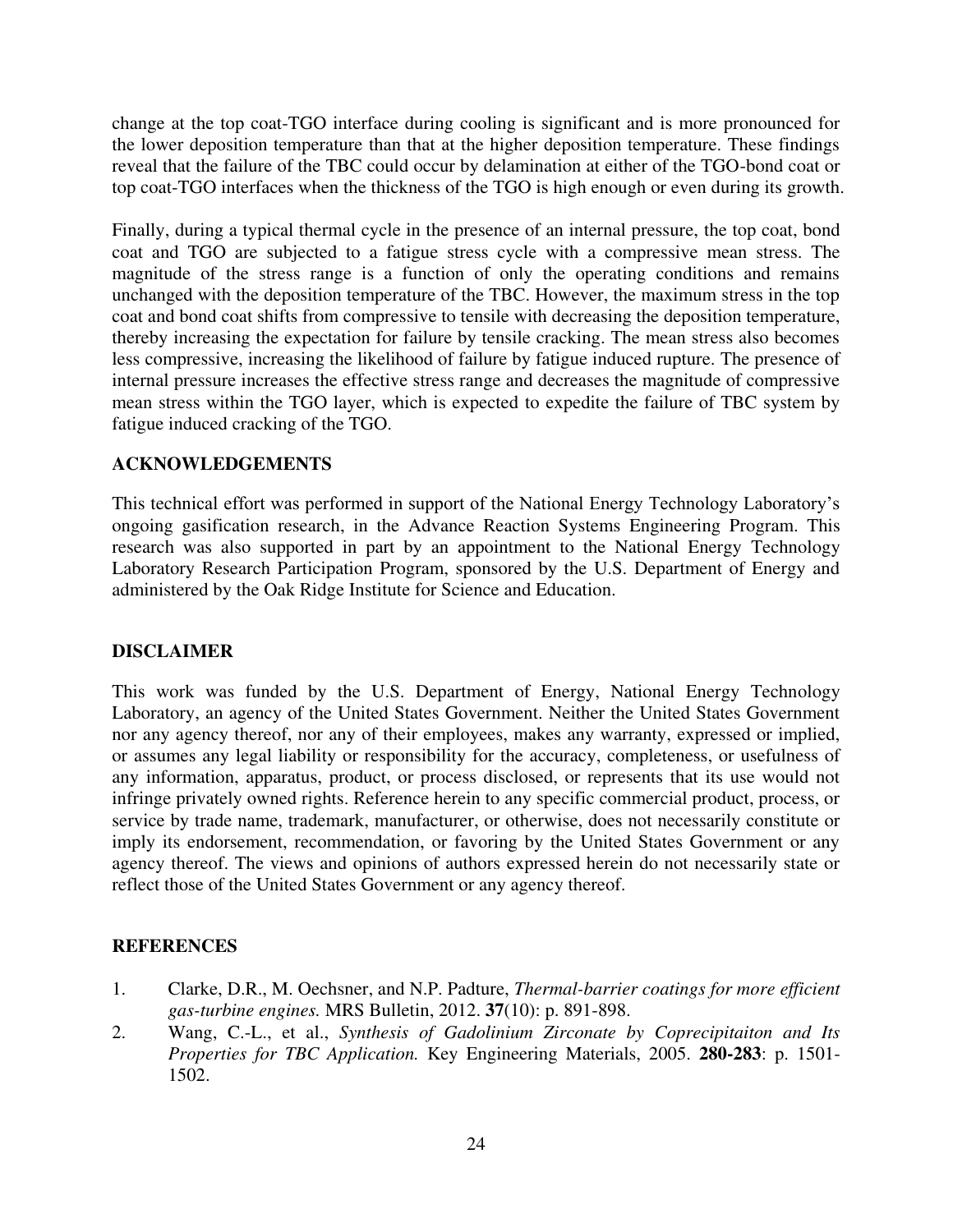change at the top coat-TGO interface during cooling is significant and is more pronounced for the lower deposition temperature than that at the higher deposition temperature. These findings reveal that the failure of the TBC could occur by delamination at either of the TGO-bond coat or top coat-TGO interfaces when the thickness of the TGO is high enough or even during its growth.

Finally, during a typical thermal cycle in the presence of an internal pressure, the top coat, bond coat and TGO are subjected to a fatigue stress cycle with a compressive mean stress. The magnitude of the stress range is a function of only the operating conditions and remains unchanged with the deposition temperature of the TBC. However, the maximum stress in the top coat and bond coat shifts from compressive to tensile with decreasing the deposition temperature, thereby increasing the expectation for failure by tensile cracking. The mean stress also becomes less compressive, increasing the likelihood of failure by fatigue induced rupture. The presence of internal pressure increases the effective stress range and decreases the magnitude of compressive mean stress within the TGO layer, which is expected to expedite the failure of TBC system by fatigue induced cracking of the TGO.

## ACKNOWLEDGEMENTS

This technical effort was performed in support of the National Energy Technology Laboratory's ongoing gasification research, in the Advance Reaction Systems Engineering Program. This research was also supported in part by an appointment to the National Energy Technology Laboratory Research Participation Program, sponsored by the U.S. Department of Energy and administered by the Oak Ridge Institute for Science and Education.

## DISCLAIMER

This work was funded by the U.S. Department of Energy, National Energy Technology Laboratory, an agency of the United States Government. Neither the United States Government nor any agency thereof, nor any of their employees, makes any warranty, expressed or implied, or assumes any legal liability or responsibility for the accuracy, completeness, or usefulness of any information, apparatus, product, or process disclosed, or represents that its use would not infringe privately owned rights. Reference herein to any specific commercial product, process, or service by trade name, trademark, manufacturer, or otherwise, does not necessarily constitute or imply its endorsement, recommendation, or favoring by the United States Government or any agency thereof. The views and opinions of authors expressed herein do not necessarily state or reflect those of the United States Government or any agency thereof.

## REFERENCES

1. Clarke, D.R., M. Oechsner, and N.P. Padture, *Thermal-barrier coatings for more efficient gas-turbine engines.* MRS Bulletin, 2012. **37**(10): p. 891-898.
2. Wang, C.-L., et al., *Synthesis of Gadolinium Zirconate by Coprecipitaiton and Its Properties for TBC Application.* Key Engineering Materials, 2005. **280-283**: p. 1501-1502.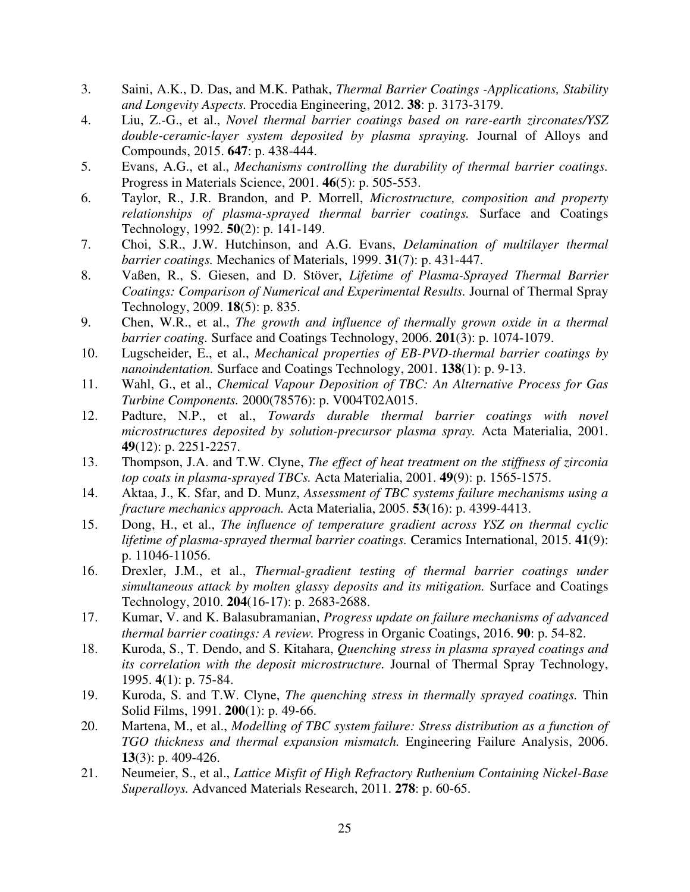3. Saini, A.K., D. Das, and M.K. Pathak, *Thermal Barrier Coatings -Applications, Stability and Longevity Aspects.* Procedia Engineering, 2012. **38**: p. 3173-3179.
4. Liu, Z.-G., et al., *Novel thermal barrier coatings based on rare-earth zirconates/YSZ double-ceramic-layer system deposited by plasma spraying.* Journal of Alloys and Compounds, 2015. **647**: p. 438-444.
5. Evans, A.G., et al., *Mechanisms controlling the durability of thermal barrier coatings.* Progress in Materials Science, 2001. **46**(5): p. 505-553.
6. Taylor, R., J.R. Brandon, and P. Morrell, *Microstructure, composition and property relationships of plasma-sprayed thermal barrier coatings.* Surface and Coatings Technology, 1992. **50**(2): p. 141-149.
7. Choi, S.R., J.W. Hutchinson, and A.G. Evans, *Delamination of multilayer thermal barrier coatings.* Mechanics of Materials, 1999. **31**(7): p. 431-447.
8. Vaßen, R., S. Giesen, and D. Stöver, *Lifetime of Plasma-Sprayed Thermal Barrier Coatings: Comparison of Numerical and Experimental Results.* Journal of Thermal Spray Technology, 2009. **18**(5): p. 835.
9. Chen, W.R., et al., *The growth and influence of thermally grown oxide in a thermal barrier coating.* Surface and Coatings Technology, 2006. **201**(3): p. 1074-1079.
10. Lugscheider, E., et al., *Mechanical properties of EB-PVD-thermal barrier coatings by nanoindentation.* Surface and Coatings Technology, 2001. **138**(1): p. 9-13.
11. Wahl, G., et al., *Chemical Vapour Deposition of TBC: An Alternative Process for Gas Turbine Components.* 2000(78576): p. V004T02A015.
12. Padture, N.P., et al., *Towards durable thermal barrier coatings with novel microstructures deposited by solution-precursor plasma spray.* Acta Materialia, 2001. **49**(12): p. 2251-2257.
13. Thompson, J.A. and T.W. Clyne, *The effect of heat treatment on the stiffness of zirconia top coats in plasma-sprayed TBCs.* Acta Materialia, 2001. **49**(9): p. 1565-1575.
14. Aktaa, J., K. Sfar, and D. Munz, *Assessment of TBC systems failure mechanisms using a fracture mechanics approach.* Acta Materialia, 2005. **53**(16): p. 4399-4413.
15. Dong, H., et al., *The influence of temperature gradient across YSZ on thermal cyclic lifetime of plasma-sprayed thermal barrier coatings.* Ceramics International, 2015. **41**(9): p. 11046-11056.
16. Drexler, J.M., et al., *Thermal-gradient testing of thermal barrier coatings under simultaneous attack by molten glassy deposits and its mitigation.* Surface and Coatings Technology, 2010. **204**(16-17): p. 2683-2688.
17. Kumar, V. and K. Balasubramanian, *Progress update on failure mechanisms of advanced thermal barrier coatings: A review.* Progress in Organic Coatings, 2016. **90**: p. 54-82.
18. Kuroda, S., T. Dendo, and S. Kitahara, *Quenching stress in plasma sprayed coatings and its correlation with the deposit microstructure.* Journal of Thermal Spray Technology, 1995. **4**(1): p. 75-84.
19. Kuroda, S. and T.W. Clyne, *The quenching stress in thermally sprayed coatings.* Thin Solid Films, 1991. **200**(1): p. 49-66.
20. Martena, M., et al., *Modelling of TBC system failure: Stress distribution as a function of TGO thickness and thermal expansion mismatch.* Engineering Failure Analysis, 2006. **13**(3): p. 409-426.
21. Neumeier, S., et al., *Lattice Misfit of High Refractory Ruthenium Containing Nickel-Base Superalloys.* Advanced Materials Research, 2011. **278**: p. 60-65.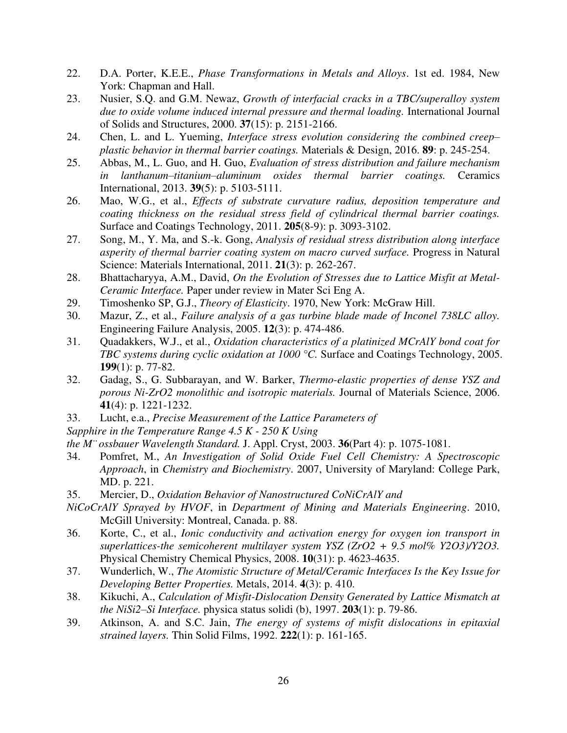22. D.A. Porter, K.E.E., *Phase Transformations in Metals and Alloys*. 1st ed. 1984, New York: Chapman and Hall.
23. Nusier, S.Q. and G.M. Newaz, *Growth of interfacial cracks in a TBC/superalloy system due to oxide volume induced internal pressure and thermal loading.* International Journal of Solids and Structures, 2000. **37**(15): p. 2151-2166.
24. Chen, L. and L. Yueming, *Interface stress evolution considering the combined creep–plastic behavior in thermal barrier coatings.* Materials & Design, 2016. **89**: p. 245-254.
25. Abbas, M., L. Guo, and H. Guo, *Evaluation of stress distribution and failure mechanism in lanthanum–titanium–aluminum oxides thermal barrier coatings.* Ceramics International, 2013. **39**(5): p. 5103-5111.
26. Mao, W.G., et al., *Effects of substrate curvature radius, deposition temperature and coating thickness on the residual stress field of cylindrical thermal barrier coatings.* Surface and Coatings Technology, 2011. **205**(8-9): p. 3093-3102.
27. Song, M., Y. Ma, and S.-k. Gong, *Analysis of residual stress distribution along interface asperity of thermal barrier coating system on macro curved surface.* Progress in Natural Science: Materials International, 2011. **21**(3): p. 262-267.
28. Bhattacharyya, A.M., David, *On the Evolution of Stresses due to Lattice Misfit at Metal-Ceramic Interface.* Paper under review in Mater Sci Eng A.
29. Timoshenko SP, G.J., *Theory of Elasticity*. 1970, New York: McGraw Hill.
30. Mazur, Z., et al., *Failure analysis of a gas turbine blade made of Inconel 738LC alloy.* Engineering Failure Analysis, 2005. **12**(3): p. 474-486.
31. Quadakkers, W.J., et al., *Oxidation characteristics of a platinized MCrAlY bond coat for TBC systems during cyclic oxidation at 1000 °C.* Surface and Coatings Technology, 2005. **199**(1): p. 77-82.
32. Gadag, S., G. Subbarayan, and W. Barker, *Thermo-elastic properties of dense YSZ and porous Ni-ZrO2 monolithic and isotropic materials.* Journal of Materials Science, 2006. **41**(4): p. 1221-1232.
33. Lucht, e.a., *Precise Measurement of the Lattice Parameters of Sapphire in the Temperature Range 4.5 K - 250 K Using the M¨ossbauer Wavelength Standard.* J. Appl. Cryst, 2003. **36**(Part 4): p. 1075-1081.
34. Pomfret, M., *An Investigation of Solid Oxide Fuel Cell Chemistry: A Spectroscopic Approach*, in *Chemistry and Biochemistry*. 2007, University of Maryland: College Park, MD. p. 221.
35. Mercier, D., *Oxidation Behavior of Nanostructured CoNiCrAlY and NiCoCrAlY Sprayed by HVOF*, in *Department of Mining and Materials Engineering*. 2010, McGill University: Montreal, Canada. p. 88.
36. Korte, C., et al., *Ionic conductivity and activation energy for oxygen ion transport in superlattices-the semicoherent multilayer system YSZ (ZrO2 + 9.5 mol% Y2O3)/Y2O3.* Physical Chemistry Chemical Physics, 2008. **10**(31): p. 4623-4635.
37. Wunderlich, W., *The Atomistic Structure of Metal/Ceramic Interfaces Is the Key Issue for Developing Better Properties.* Metals, 2014. **4**(3): p. 410.
38. Kikuchi, A., *Calculation of Misfit-Dislocation Density Generated by Lattice Mismatch at the NiSi2–Si Interface.* physica status solidi (b), 1997. **203**(1): p. 79-86.
39. Atkinson, A. and S.C. Jain, *The energy of systems of misfit dislocations in epitaxial strained layers.* Thin Solid Films, 1992. **222**(1): p. 161-165.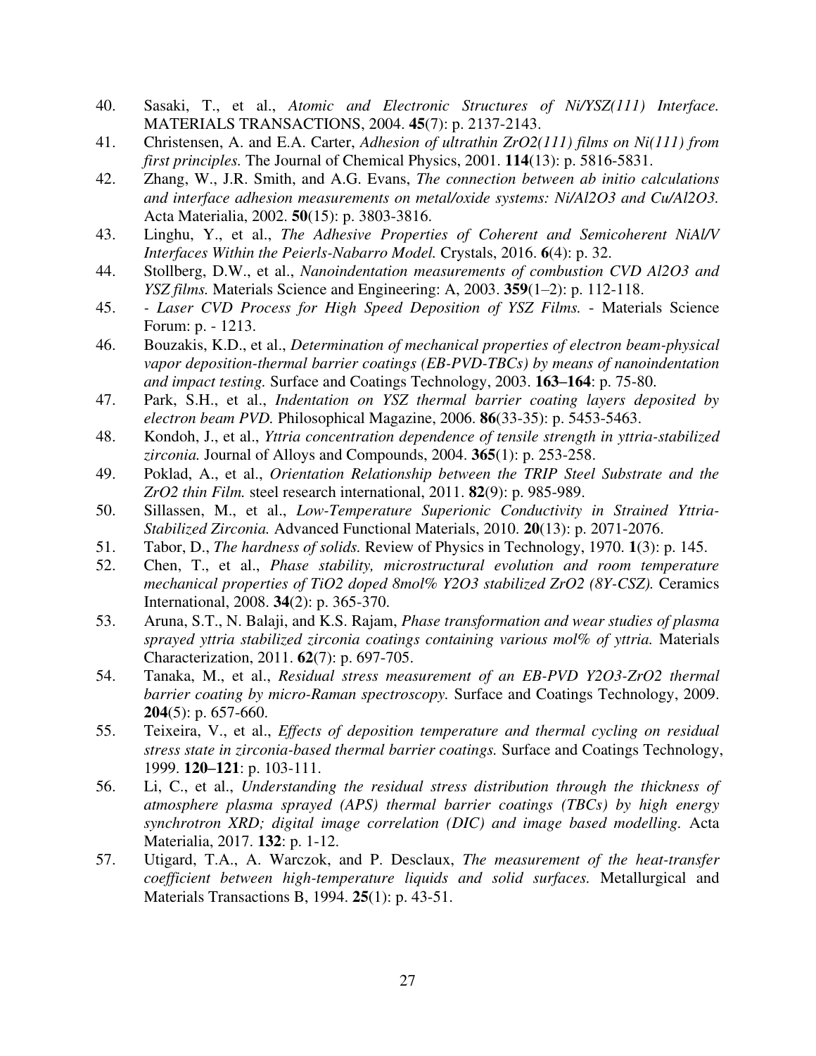40. Sasaki, T., et al., *Atomic and Electronic Structures of Ni/YSZ(111) Interface.* MATERIALS TRANSACTIONS, 2004. **45**(7): p. 2137-2143.
41. Christensen, A. and E.A. Carter, *Adhesion of ultrathin ZrO2(111) films on Ni(111) from first principles.* The Journal of Chemical Physics, 2001. **114**(13): p. 5816-5831.
42. Zhang, W., J.R. Smith, and A.G. Evans, *The connection between ab initio calculations and interface adhesion measurements on metal/oxide systems: Ni/Al2O3 and Cu/Al2O3.* Acta Materialia, 2002. **50**(15): p. 3803-3816.
43. Linghu, Y., et al., *The Adhesive Properties of Coherent and Semicoherent NiAl/V Interfaces Within the Peierls-Nabarro Model.* Crystals, 2016. **6**(4): p. 32.
44. Stollberg, D.W., et al., *Nanoindentation measurements of combustion CVD Al2O3 and YSZ films.* Materials Science and Engineering: A, 2003. **359**(1–2): p. 112-118.
45. - *Laser CVD Process for High Speed Deposition of YSZ Films.* - Materials Science Forum: p. - 1213.
46. Bouzakis, K.D., et al., *Determination of mechanical properties of electron beam-physical vapor deposition-thermal barrier coatings (EB-PVD-TBCs) by means of nanoindentation and impact testing.* Surface and Coatings Technology, 2003. **163–164**: p. 75-80.
47. Park, S.H., et al., *Indentation on YSZ thermal barrier coating layers deposited by electron beam PVD.* Philosophical Magazine, 2006. **86**(33-35): p. 5453-5463.
48. Kondoh, J., et al., *Yttria concentration dependence of tensile strength in yttria-stabilized zirconia.* Journal of Alloys and Compounds, 2004. **365**(1): p. 253-258.
49. Poklad, A., et al., *Orientation Relationship between the TRIP Steel Substrate and the ZrO2 thin Film.* steel research international, 2011. **82**(9): p. 985-989.
50. Sillassen, M., et al., *Low-Temperature Superionic Conductivity in Strained Yttria-Stabilized Zirconia.* Advanced Functional Materials, 2010. **20**(13): p. 2071-2076.
51. Tabor, D., *The hardness of solids.* Review of Physics in Technology, 1970. **1**(3): p. 145.
52. Chen, T., et al., *Phase stability, microstructural evolution and room temperature mechanical properties of TiO2 doped 8mol% Y2O3 stabilized ZrO2 (8Y-CSZ).* Ceramics International, 2008. **34**(2): p. 365-370.
53. Aruna, S.T., N. Balaji, and K.S. Rajam, *Phase transformation and wear studies of plasma sprayed yttria stabilized zirconia coatings containing various mol% of yttria.* Materials Characterization, 2011. **62**(7): p. 697-705.
54. Tanaka, M., et al., *Residual stress measurement of an EB-PVD Y2O3-ZrO2 thermal barrier coating by micro-Raman spectroscopy.* Surface and Coatings Technology, 2009. **204**(5): p. 657-660.
55. Teixeira, V., et al., *Effects of deposition temperature and thermal cycling on residual stress state in zirconia-based thermal barrier coatings.* Surface and Coatings Technology, 1999. **120–121**: p. 103-111.
56. Li, C., et al., *Understanding the residual stress distribution through the thickness of atmosphere plasma sprayed (APS) thermal barrier coatings (TBCs) by high energy synchrotron XRD; digital image correlation (DIC) and image based modelling.* Acta Materialia, 2017. **132**: p. 1-12.
57. Utigard, T.A., A. Warczok, and P. Desclaux, *The measurement of the heat-transfer coefficient between high-temperature liquids and solid surfaces.* Metallurgical and Materials Transactions B, 1994. **25**(1): p. 43-51.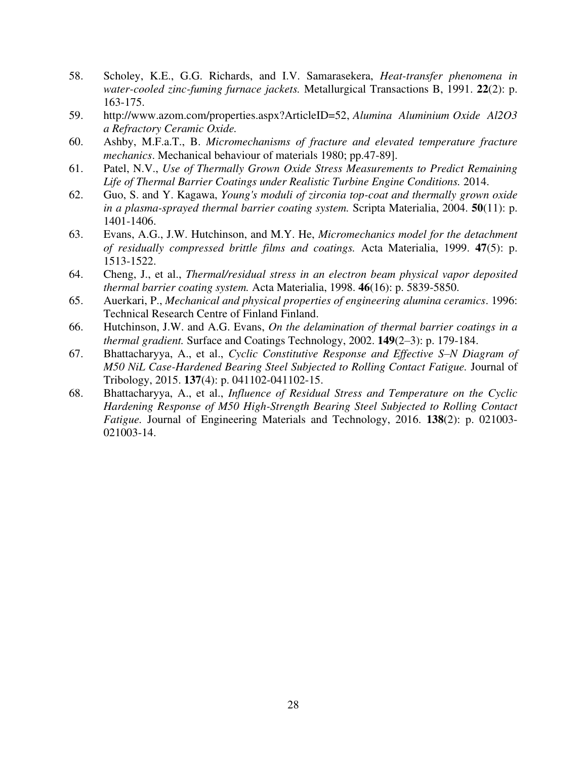58. Scholey, K.E., G.G. Richards, and I.V. Samarasekera, *Heat-transfer phenomena in water-cooled zinc-fuming furnace jackets.* Metallurgical Transactions B, 1991. **22**(2): p. 163-175.
59. http://www.azom.com/properties.aspx?ArticleID=52, *Alumina Aluminium Oxide Al2O3 a Refractory Ceramic Oxide.*
60. Ashby, M.F.a.T., B. *Micromechanisms of fracture and elevated temperature fracture mechanics*. Mechanical behaviour of materials 1980; pp.47-89].
61. Patel, N.V., *Use of Thermally Grown Oxide Stress Measurements to Predict Remaining Life of Thermal Barrier Coatings under Realistic Turbine Engine Conditions.* 2014.
62. Guo, S. and Y. Kagawa, *Young's moduli of zirconia top-coat and thermally grown oxide in a plasma-sprayed thermal barrier coating system.* Scripta Materialia, 2004. **50**(11): p. 1401-1406.
63. Evans, A.G., J.W. Hutchinson, and M.Y. He, *Micromechanics model for the detachment of residually compressed brittle films and coatings.* Acta Materialia, 1999. **47**(5): p. 1513-1522.
64. Cheng, J., et al., *Thermal/residual stress in an electron beam physical vapor deposited thermal barrier coating system.* Acta Materialia, 1998. **46**(16): p. 5839-5850.
65. Auerkari, P., *Mechanical and physical properties of engineering alumina ceramics*. 1996: Technical Research Centre of Finland Finland.
66. Hutchinson, J.W. and A.G. Evans, *On the delamination of thermal barrier coatings in a thermal gradient.* Surface and Coatings Technology, 2002. **149**(2–3): p. 179-184.
67. Bhattacharyya, A., et al., *Cyclic Constitutive Response and Effective S–N Diagram of M50 NiL Case-Hardened Bearing Steel Subjected to Rolling Contact Fatigue.* Journal of Tribology, 2015. **137**(4): p. 041102-041102-15.
68. Bhattacharyya, A., et al., *Influence of Residual Stress and Temperature on the Cyclic Hardening Response of M50 High-Strength Bearing Steel Subjected to Rolling Contact Fatigue.* Journal of Engineering Materials and Technology, 2016. **138**(2): p. 021003-021003-14.